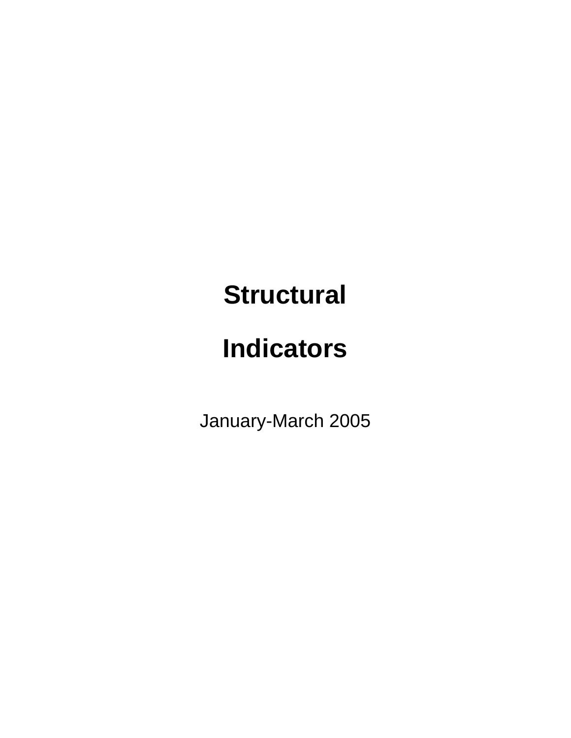# Structural

# Indicators

January-March 2005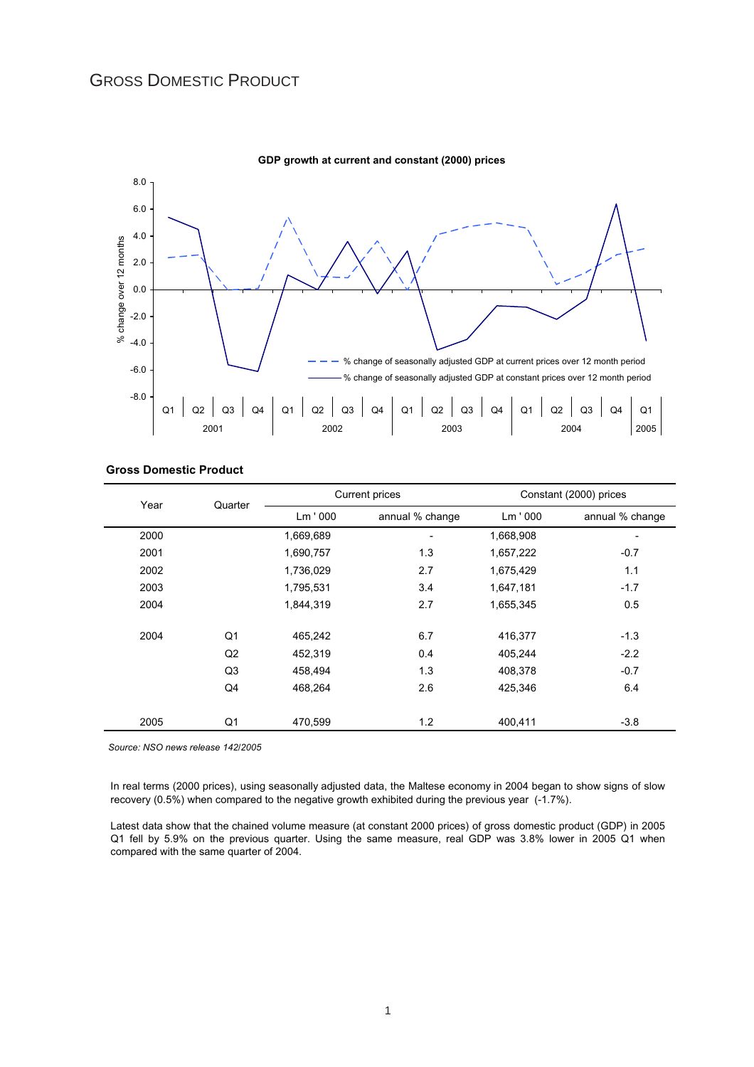# Gross Domestic Product

GDP growth at current and constant (2000) prices

## Gross Domestic Product

| Year | Quarter | Current prices | | Constant (2000) prices | |
|---|---|---|---|---|---|
| | | Lm ' 000 | annual % change | Lm ' 000 | annual % change |
| 2000 | | 1,669,689 | - | 1,668,908 | - |
| 2001 | | 1,690,757 | 1.3 | 1,657,222 | -0.7 |
| 2002 | | 1,736,029 | 2.7 | 1,675,429 | 1.1 |
| 2003 | | 1,795,531 | 3.4 | 1,647,181 | -1.7 |
| 2004 | | 1,844,319 | 2.7 | 1,655,345 | 0.5 |
| 2004 | Q1 | 465,242 | 6.7 | 416,377 | -1.3 |
| | Q2 | 452,319 | 0.4 | 405,244 | -2.2 |
| | Q3 | 458,494 | 1.3 | 408,378 | -0.7 |
| | Q4 | 468,264 | 2.6 | 425,346 | 6.4 |
| 2005 | Q1 | 470,599 | 1.2 | 400,411 | -3.8 |

*Source: NSO news release 142/2005*

In real terms (2000 prices), using seasonally adjusted data, the Maltese economy in 2004 began to show signs of slow recovery (0.5%) when compared to the negative growth exhibited during the previous year (-1.7%).

Latest data show that the chained volume measure (at constant 2000 prices) of gross domestic product (GDP) in 2005 Q1 fell by 5.9% on the previous quarter. Using the same measure, real GDP was 3.8% lower in 2005 Q1 when compared with the same quarter of 2004.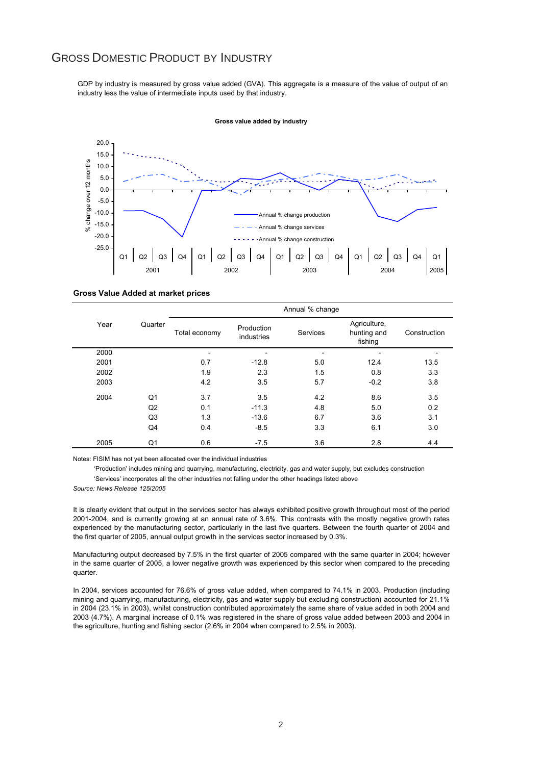# Gross Domestic Product by Industry

GDP by industry is measured by gross value added (GVA). This aggregate is a measure of the value of output of an industry less the value of intermediate inputs used by that industry.

**Gross value added by industry**

**Gross Value Added at market prices**

| Year | Quarter | Annual % change | | | | |
|---|---|---|---|---|---|---|
| | | Total economy | Production industries | Services | Agriculture, hunting and fishing | Construction |
| 2000 | | - | - | - | - | - |
| 2001 | | 0.7 | -12.8 | 5.0 | 12.4 | 13.5 |
| 2002 | | 1.9 | 2.3 | 1.5 | 0.8 | 3.3 |
| 2003 | | 4.2 | 3.5 | 5.7 | -0.2 | 3.8 |
| 2004 | Q1 | 3.7 | 3.5 | 4.2 | 8.6 | 3.5 |
| | Q2 | 0.1 | -11.3 | 4.8 | 5.0 | 0.2 |
| | Q3 | 1.3 | -13.6 | 6.7 | 3.6 | 3.1 |
| | Q4 | 0.4 | -8.5 | 3.3 | 6.1 | 3.0 |
| 2005 | Q1 | 0.6 | -7.5 | 3.6 | 2.8 | 4.4 |

Notes: FISIM has not yet been allocated over the individual industries

'Production' includes mining and quarrying, manufacturing, electricity, gas and water supply, but excludes construction

'Services' incorporates all the other industries not falling under the other headings listed above

*Source: News Release 125/2005*

It is clearly evident that output in the services sector has always exhibited positive growth throughout most of the period 2001-2004, and is currently growing at an annual rate of 3.6%. This contrasts with the mostly negative growth rates experienced by the manufacturing sector, particularly in the last five quarters. Between the fourth quarter of 2004 and the first quarter of 2005, annual output growth in the services sector increased by 0.3%.

Manufacturing output decreased by 7.5% in the first quarter of 2005 compared with the same quarter in 2004; however in the same quarter of 2005, a lower negative growth was experienced by this sector when compared to the preceding quarter.

In 2004, services accounted for 76.6% of gross value added, when compared to 74.1% in 2003. Production (including mining and quarrying, manufacturing, electricity, gas and water supply but excluding construction) accounted for 21.1% in 2004 (23.1% in 2003), whilst construction contributed approximately the same share of value added in both 2004 and 2003 (4.7%). A marginal increase of 0.1% was registered in the share of gross value added between 2003 and 2004 in the agriculture, hunting and fishing sector (2.6% in 2004 when compared to 2.5% in 2003).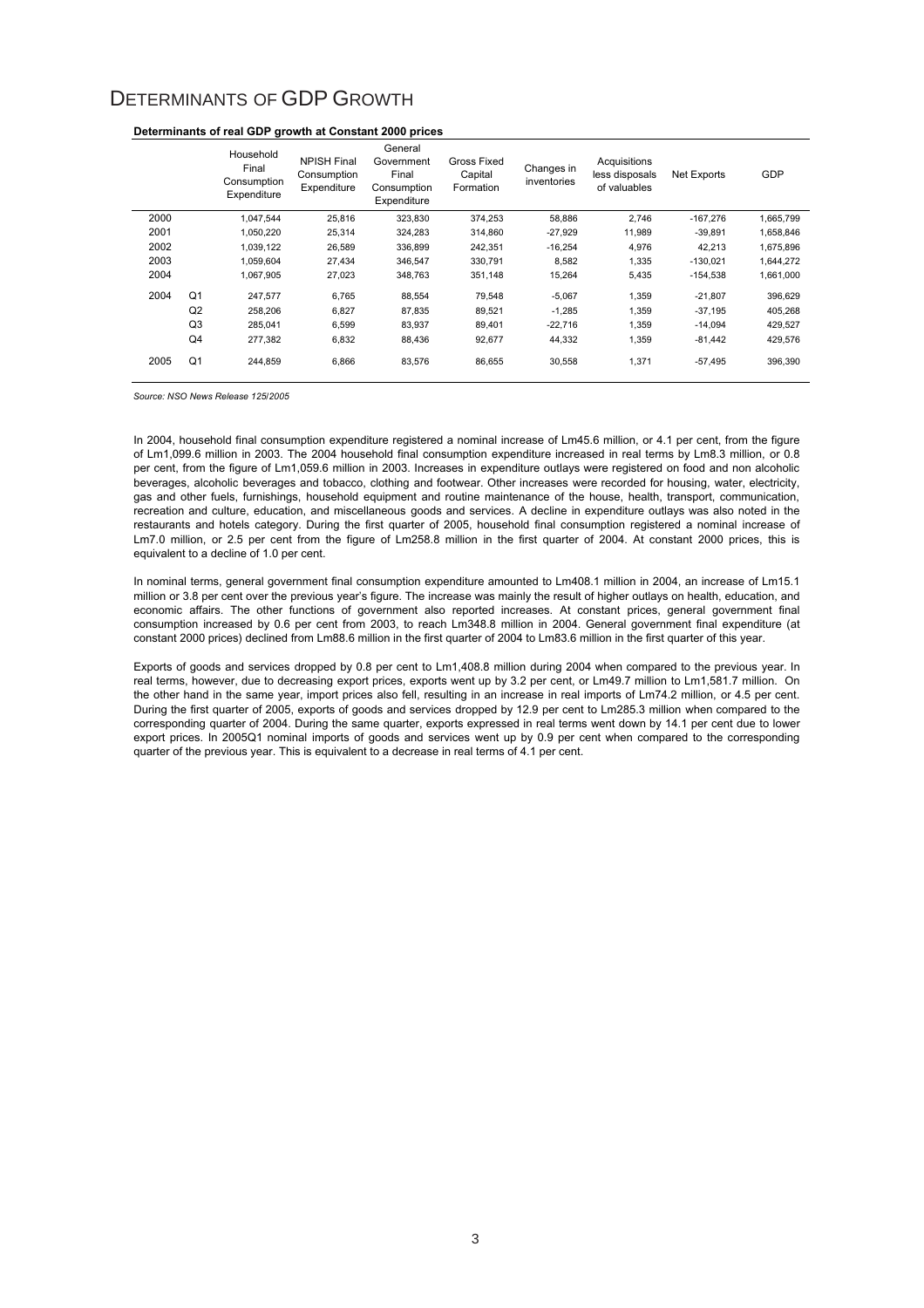# DETERMINANTS OF GDP GROWTH

**Determinants of real GDP growth at Constant 2000 prices**

| | | Household Final Consumption Expenditure | NPISH Final Consumption Expenditure | General Government Final Consumption Expenditure | Gross Fixed Capital Formation | Changes in inventories | Acquisitions less disposals of valuables | Net Exports | GDP |
|---|---|---|---|---|---|---|---|---|---|
| 2000 | | 1,047,544 | 25,816 | 323,830 | 374,253 | 58,886 | 2,746 | -167,276 | 1,665,799 |
| 2001 | | 1,050,220 | 25,314 | 324,283 | 314,860 | -27,929 | 11,989 | -39,891 | 1,658,846 |
| 2002 | | 1,039,122 | 26,589 | 336,899 | 242,351 | -16,254 | 4,976 | 42,213 | 1,675,896 |
| 2003 | | 1,059,604 | 27,434 | 346,547 | 330,791 | 8,582 | 1,335 | -130,021 | 1,644,272 |
| 2004 | | 1,067,905 | 27,023 | 348,763 | 351,148 | 15,264 | 5,435 | -154,538 | 1,661,000 |
| 2004 | Q1 | 247,577 | 6,765 | 88,554 | 79,548 | -5,067 | 1,359 | -21,807 | 396,629 |
| | Q2 | 258,206 | 6,827 | 87,835 | 89,521 | -1,285 | 1,359 | -37,195 | 405,268 |
| | Q3 | 285,041 | 6,599 | 83,937 | 89,401 | -22,716 | 1,359 | -14,094 | 429,527 |
| | Q4 | 277,382 | 6,832 | 88,436 | 92,677 | 44,332 | 1,359 | -81,442 | 429,576 |
| 2005 | Q1 | 244,859 | 6,866 | 83,576 | 86,655 | 30,558 | 1,371 | -57,495 | 396,390 |

*Source: NSO News Release 125/2005*

In 2004, household final consumption expenditure registered a nominal increase of Lm45.6 million, or 4.1 per cent, from the figure of Lm1,099.6 million in 2003. The 2004 household final consumption expenditure increased in real terms by Lm8.3 million, or 0.8 per cent, from the figure of Lm1,059.6 million in 2003. Increases in expenditure outlays were registered on food and non alcoholic beverages, alcoholic beverages and tobacco, clothing and footwear. Other increases were recorded for housing, water, electricity, gas and other fuels, furnishings, household equipment and routine maintenance of the house, health, transport, communication, recreation and culture, education, and miscellaneous goods and services. A decline in expenditure outlays was also noted in the restaurants and hotels category. During the first quarter of 2005, household final consumption registered a nominal increase of Lm7.0 million, or 2.5 per cent from the figure of Lm258.8 million in the first quarter of 2004. At constant 2000 prices, this is equivalent to a decline of 1.0 per cent.

In nominal terms, general government final consumption expenditure amounted to Lm408.1 million in 2004, an increase of Lm15.1 million or 3.8 per cent over the previous year's figure. The increase was mainly the result of higher outlays on health, education, and economic affairs. The other functions of government also reported increases. At constant prices, general government final consumption increased by 0.6 per cent from 2003, to reach Lm348.8 million in 2004. General government final expenditure (at constant 2000 prices) declined from Lm88.6 million in the first quarter of 2004 to Lm83.6 million in the first quarter of this year.

Exports of goods and services dropped by 0.8 per cent to Lm1,408.8 million during 2004 when compared to the previous year. In real terms, however, due to decreasing export prices, exports went up by 3.2 per cent, or Lm49.7 million to Lm1,581.7 million. On the other hand in the same year, import prices also fell, resulting in an increase in real imports of Lm74.2 million, or 4.5 per cent. During the first quarter of 2005, exports of goods and services dropped by 12.9 per cent to Lm285.3 million when compared to the corresponding quarter of 2004. During the same quarter, exports expressed in real terms went down by 14.1 per cent due to lower export prices. In 2005Q1 nominal imports of goods and services went up by 0.9 per cent when compared to the corresponding quarter of the previous year. This is equivalent to a decrease in real terms of 4.1 per cent.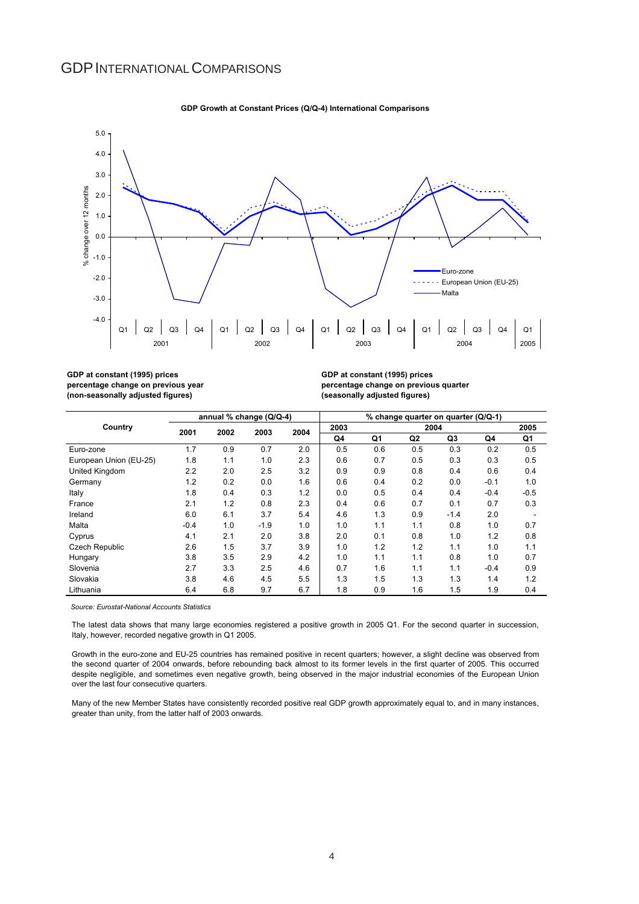# GDP INTERNATIONAL COMPARISONS

**GDP Growth at Constant Prices (Q/Q-4) International Comparisons**

**GDP at constant (1995) prices percentage change on previous year (non-seasonally adjusted figures)**

**GDP at constant (1995) prices percentage change on previous quarter (seasonally adjusted figures)**

| Country | annual % change (Q/Q-4) | | | | % change quarter on quarter (Q/Q-1) | | | | | |
|---|---|---|---|---|---|---|---|---|---|---|
| | 2001 | 2002 | 2003 | 2004 | 2003 | 2004 | | | | 2005 |
| | | | | | Q4 | Q1 | Q2 | Q3 | Q4 | Q1 |
| Euro-zone | 1.7 | 0.9 | 0.7 | 2.0 | 0.5 | 0.6 | 0.5 | 0.3 | 0.2 | 0.5 |
| European Union (EU-25) | 1.8 | 1.1 | 1.0 | 2.3 | 0.6 | 0.7 | 0.5 | 0.3 | 0.3 | 0.5 |
| United Kingdom | 2.2 | 2.0 | 2.5 | 3.2 | 0.9 | 0.9 | 0.8 | 0.4 | 0.6 | 0.4 |
| Germany | 1.2 | 0.2 | 0.0 | 1.6 | 0.6 | 0.4 | 0.2 | 0.0 | -0.1 | 1.0 |
| Italy | 1.8 | 0.4 | 0.3 | 1.2 | 0.0 | 0.5 | 0.4 | 0.4 | -0.4 | -0.5 |
| France | 2.1 | 1.2 | 0.8 | 2.3 | 0.4 | 0.6 | 0.7 | 0.1 | 0.7 | 0.3 |
| Ireland | 6.0 | 6.1 | 3.7 | 5.4 | 4.6 | 1.3 | 0.9 | -1.4 | 2.0 | - |
| Malta | -0.4 | 1.0 | -1.9 | 1.0 | 1.0 | 1.1 | 1.1 | 0.8 | 1.0 | 0.7 |
| Cyprus | 4.1 | 2.1 | 2.0 | 3.8 | 2.0 | 0.1 | 0.8 | 1.0 | 1.2 | 0.8 |
| Czech Republic | 2.6 | 1.5 | 3.7 | 3.9 | 1.0 | 1.2 | 1.2 | 1.1 | 1.0 | 1.1 |
| Hungary | 3.8 | 3.5 | 2.9 | 4.2 | 1.0 | 1.1 | 1.1 | 0.8 | 1.0 | 0.7 |
| Slovenia | 2.7 | 3.3 | 2.5 | 4.6 | 0.7 | 1.6 | 1.1 | 1.1 | -0.4 | 0.9 |
| Slovakia | 3.8 | 4.6 | 4.5 | 5.5 | 1.3 | 1.5 | 1.3 | 1.3 | 1.4 | 1.2 |
| Lithuania | 6.4 | 6.8 | 9.7 | 6.7 | 1.8 | 0.9 | 1.6 | 1.5 | 1.9 | 0.4 |

*Source: Eurostat-National Accounts Statistics*

The latest data shows that many large economies registered a positive growth in 2005 Q1. For the second quarter in succession, Italy, however, recorded negative growth in Q1 2005.

Growth in the euro-zone and EU-25 countries has remained positive in recent quarters; however, a slight decline was observed from the second quarter of 2004 onwards, before rebounding back almost to its former levels in the first quarter of 2005. This occurred despite negligible, and sometimes even negative growth, being observed in the major industrial economies of the European Union over the last four consecutive quarters.

Many of the new Member States have consistently recorded positive real GDP growth approximately equal to, and in many instances, greater than unity, from the latter half of 2003 onwards.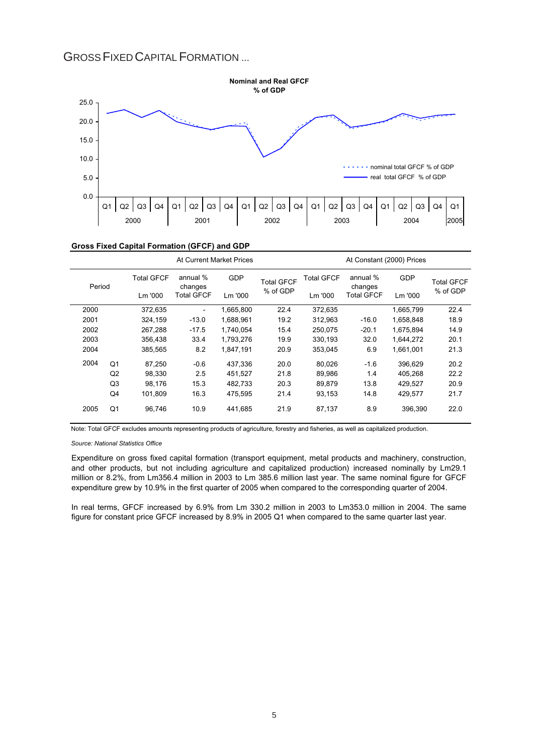# GROSS FIXED CAPITAL FORMATION ...

**Nominal and Real GFCF**
**% of GDP**

**Gross Fixed Capital Formation (GFCF) and GDP**

| Period | | At Current Market Prices | | | | At Constant (2000) Prices | | | |
|---|---|---|---|---|---|---|---|---|---|
| | | Total GFCF Lm '000 | annual % changes Total GFCF | GDP Lm '000 | Total GFCF % of GDP | Total GFCF Lm '000 | annual % changes Total GFCF | GDP Lm '000 | Total GFCF % of GDP |
| 2000 | | 372,635 | - | 1,665,800 | 22.4 | 372,635 | | 1,665,799 | 22.4 |
| 2001 | | 324,159 | -13.0 | 1,688,961 | 19.2 | 312,963 | -16.0 | 1,658,848 | 18.9 |
| 2002 | | 267,288 | -17.5 | 1,740,054 | 15.4 | 250,075 | -20.1 | 1,675,894 | 14.9 |
| 2003 | | 356,438 | 33.4 | 1,793,276 | 19.9 | 330,193 | 32.0 | 1,644,272 | 20.1 |
| 2004 | | 385,565 | 8.2 | 1,847,191 | 20.9 | 353,045 | 6.9 | 1,661,001 | 21.3 |
| 2004 | Q1 | 87,250 | -0.6 | 437,336 | 20.0 | 80,026 | -1.6 | 396,629 | 20.2 |
| | Q2 | 98,330 | 2.5 | 451,527 | 21.8 | 89,986 | 1.4 | 405,268 | 22.2 |
| | Q3 | 98,176 | 15.3 | 482,733 | 20.3 | 89,879 | 13.8 | 429,527 | 20.9 |
| | Q4 | 101,809 | 16.3 | 475,595 | 21.4 | 93,153 | 14.8 | 429,577 | 21.7 |
| 2005 | Q1 | 96,746 | 10.9 | 441,685 | 21.9 | 87,137 | 8.9 | 396,390 | 22.0 |

Note: Total GFCF excludes amounts representing products of agriculture, forestry and fisheries, as well as capitalized production.

*Source: National Statistics Office*

Expenditure on gross fixed capital formation (transport equipment, metal products and machinery, construction, and other products, but not including agriculture and capitalized production) increased nominally by Lm29.1 million or 8.2%, from Lm356.4 million in 2003 to Lm 385.6 million last year. The same nominal figure for GFCF expenditure grew by 10.9% in the first quarter of 2005 when compared to the corresponding quarter of 2004.

In real terms, GFCF increased by 6.9% from Lm 330.2 million in 2003 to Lm353.0 million in 2004. The same figure for constant price GFCF increased by 8.9% in 2005 Q1 when compared to the same quarter last year.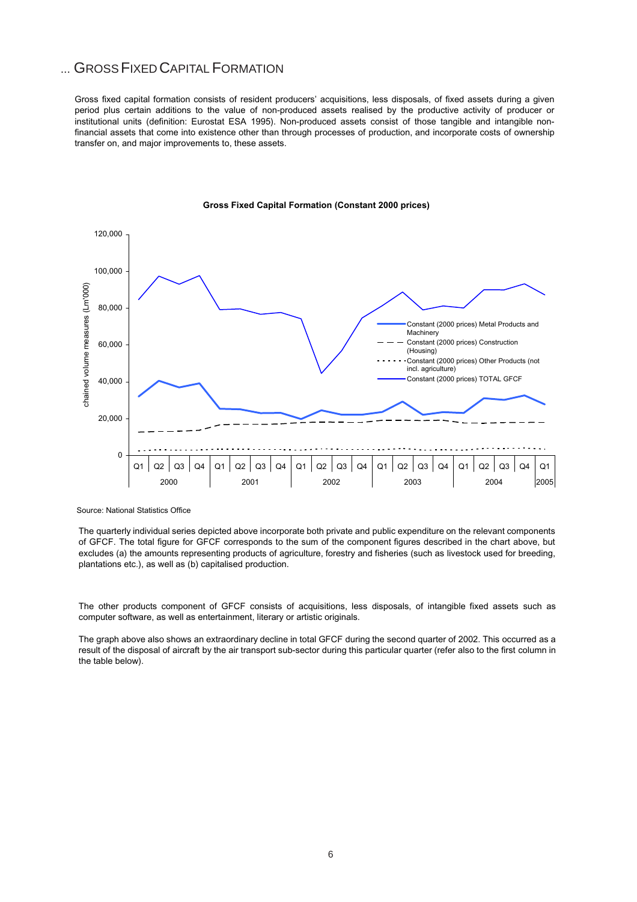## ... GROSS FIXED CAPITAL FORMATION

Gross fixed capital formation consists of resident producers' acquisitions, less disposals, of fixed assets during a given period plus certain additions to the value of non-produced assets realised by the productive activity of producer or institutional units (definition: Eurostat ESA 1995). Non-produced assets consist of those tangible and intangible non-financial assets that come into existence other than through processes of production, and incorporate costs of ownership transfer on, and major improvements to, these assets.

**Gross Fixed Capital Formation (Constant 2000 prices)**

Source: National Statistics Office

The quarterly individual series depicted above incorporate both private and public expenditure on the relevant components of GFCF. The total figure for GFCF corresponds to the sum of the component figures described in the chart above, but excludes (a) the amounts representing products of agriculture, forestry and fisheries (such as livestock used for breeding, plantations etc.), as well as (b) capitalised production.

The other products component of GFCF consists of acquisitions, less disposals, of intangible fixed assets such as computer software, as well as entertainment, literary or artistic originals.

The graph above also shows an extraordinary decline in total GFCF during the second quarter of 2002. This occurred as a result of the disposal of aircraft by the air transport sub-sector during this particular quarter (refer also to the first column in the table below).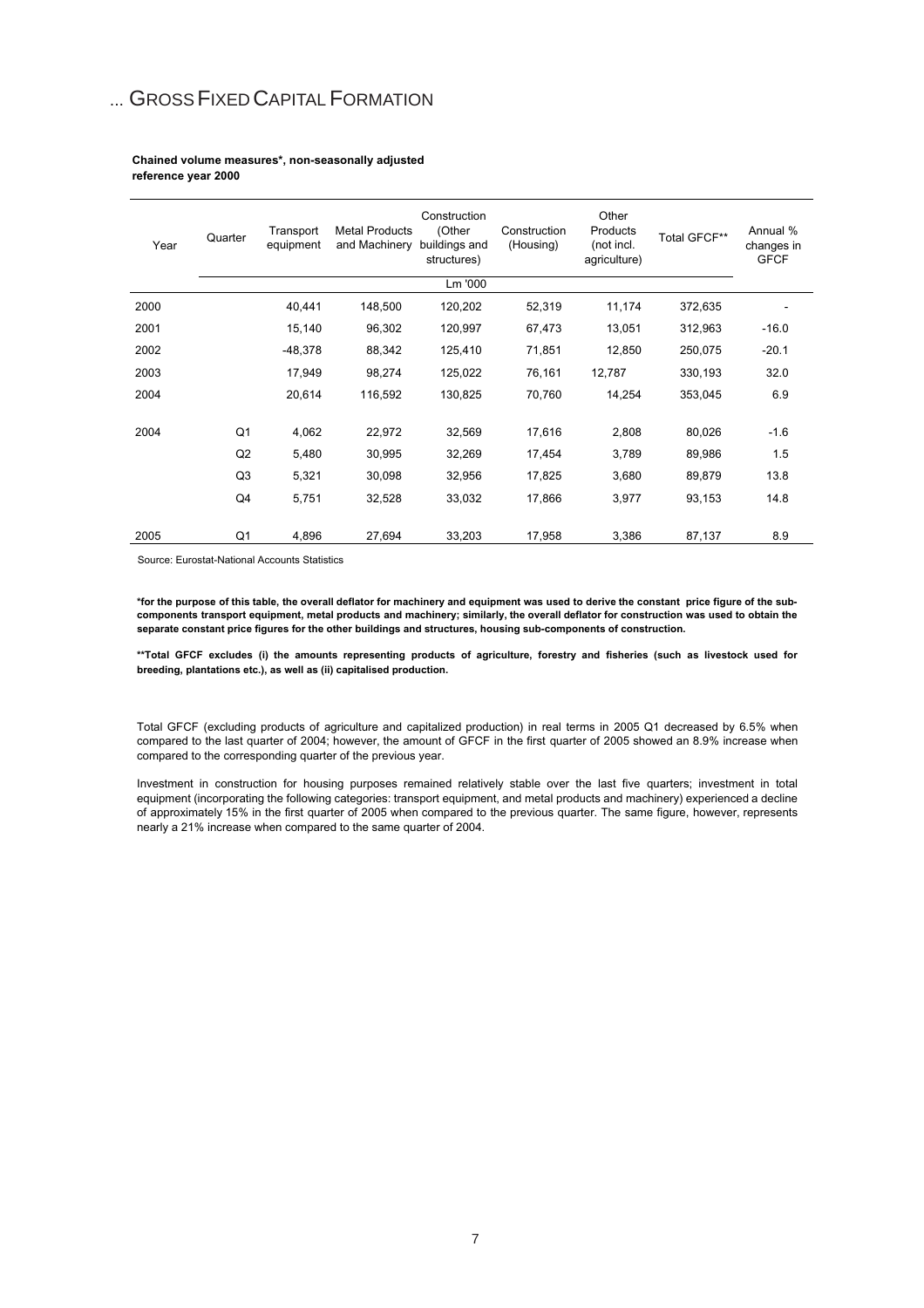# ... GROSS FIXED CAPITAL FORMATION

**Chained volume measures*, non-seasonally adjusted**
**reference year 2000**

| Year | Quarter | Transport equipment | Metal Products and Machinery | Construction (Other buildings and structures) | Construction (Housing) | Other Products (not incl. agriculture) | Total GFCF** | Annual % changes in GFCF |
|---|---|---|---|---|---|---|---|---|
| | | | | Lm '000 | | | | |
| 2000 | | 40,441 | 148,500 | 120,202 | 52,319 | 11,174 | 372,635 | - |
| 2001 | | 15,140 | 96,302 | 120,997 | 67,473 | 13,051 | 312,963 | -16.0 |
| 2002 | | -48,378 | 88,342 | 125,410 | 71,851 | 12,850 | 250,075 | -20.1 |
| 2003 | | 17,949 | 98,274 | 125,022 | 76,161 | 12,787 | 330,193 | 32.0 |
| 2004 | | 20,614 | 116,592 | 130,825 | 70,760 | 14,254 | 353,045 | 6.9 |
| 2004 | Q1 | 4,062 | 22,972 | 32,569 | 17,616 | 2,808 | 80,026 | -1.6 |
| | Q2 | 5,480 | 30,995 | 32,269 | 17,454 | 3,789 | 89,986 | 1.5 |
| | Q3 | 5,321 | 30,098 | 32,956 | 17,825 | 3,680 | 89,879 | 13.8 |
| | Q4 | 5,751 | 32,528 | 33,032 | 17,866 | 3,977 | 93,153 | 14.8 |
| 2005 | Q1 | 4,896 | 27,694 | 33,203 | 17,958 | 3,386 | 87,137 | 8.9 |

Source: Eurostat-National Accounts Statistics

***for the purpose of this table, the overall deflator for machinery and equipment was used to derive the constant price figure of the sub-components transport equipment, metal products and machinery; similarly, the overall deflator for construction was used to obtain the separate constant price figures for the other buildings and structures, housing sub-components of construction.**

****Total GFCF excludes (i) the amounts representing products of agriculture, forestry and fisheries (such as livestock used for breeding, plantations etc.), as well as (ii) capitalised production.**

Total GFCF (excluding products of agriculture and capitalized production) in real terms in 2005 Q1 decreased by 6.5% when compared to the last quarter of 2004; however, the amount of GFCF in the first quarter of 2005 showed an 8.9% increase when compared to the corresponding quarter of the previous year.

Investment in construction for housing purposes remained relatively stable over the last five quarters; investment in total equipment (incorporating the following categories: transport equipment, and metal products and machinery) experienced a decline of approximately 15% in the first quarter of 2005 when compared to the previous quarter. The same figure, however, represents nearly a 21% increase when compared to the same quarter of 2004.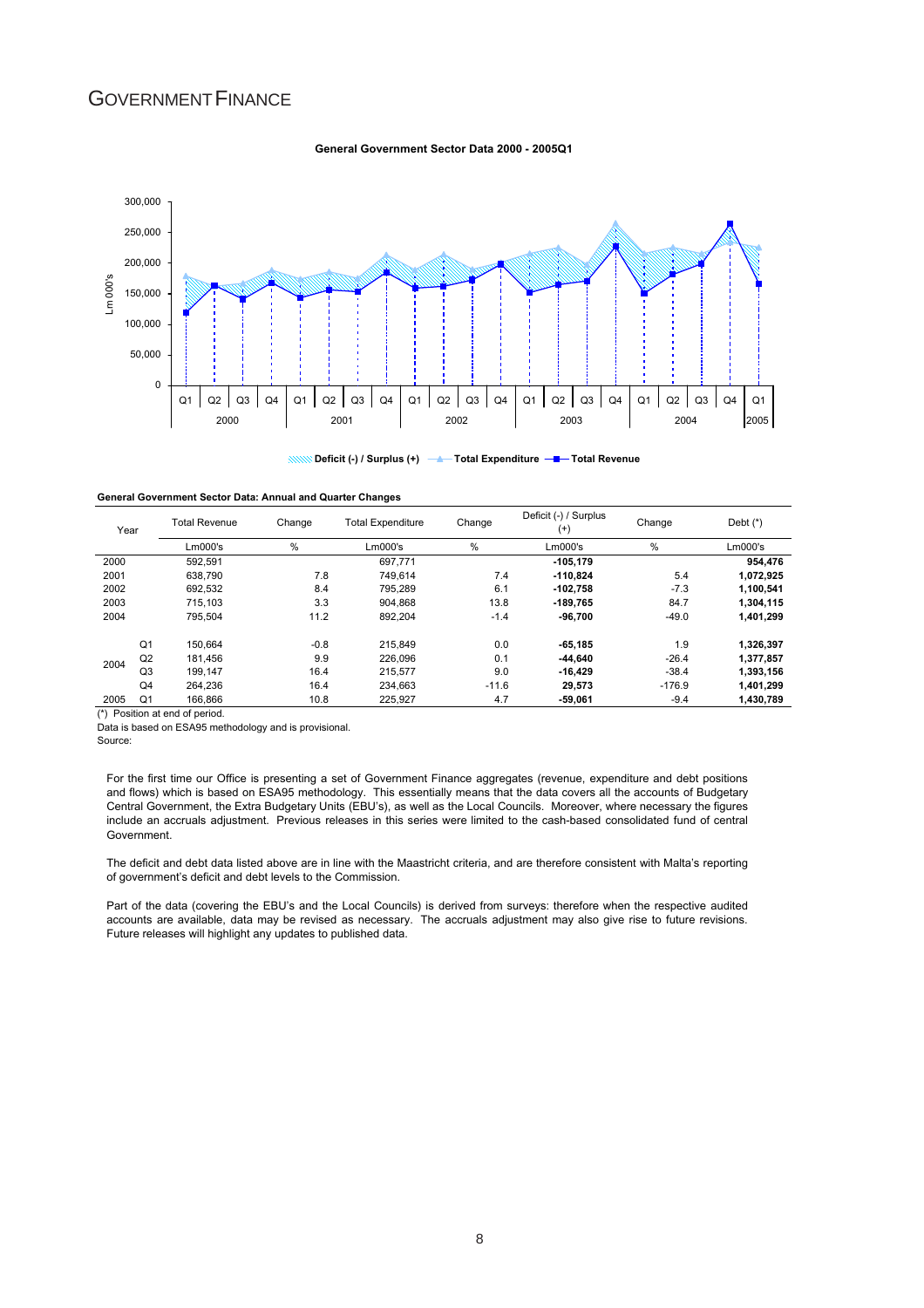# GOVERNMENT FINANCE

**General Government Sector Data 2000 - 2005Q1**

**General Government Sector Data: Annual and Quarter Changes**

| Year | | Total Revenue | Change | Total Expenditure | Change | Deficit (-) / Surplus (+) | Change | Debt (*) |
|---|---|---|---|---|---|---|---|---|
| | | Lm000's | % | Lm000's | % | Lm000's | % | Lm000's |
| 2000 | | 592,591 | | 697,771 | | **-105,179** | | **954,476** |
| 2001 | | 638,790 | 7.8 | 749,614 | 7.4 | **-110,824** | 5.4 | **1,072,925** |
| 2002 | | 692,532 | 8.4 | 795,289 | 6.1 | **-102,758** | -7.3 | **1,100,541** |
| 2003 | | 715,103 | 3.3 | 904,868 | 13.8 | **-189,765** | 84.7 | **1,304,115** |
| 2004 | | 795,504 | 11.2 | 892,204 | -1.4 | **-96,700** | -49.0 | **1,401,299** |
| 2004 | Q1 | 150,664 | -0.8 | 215,849 | 0.0 | **-65,185** | 1.9 | **1,326,397** |
| | Q2 | 181,456 | 9.9 | 226,096 | 0.1 | **-44,640** | -26.4 | **1,377,857** |
| | Q3 | 199,147 | 16.4 | 215,577 | 9.0 | **-16,429** | -38.4 | **1,393,156** |
| | Q4 | 264,236 | 16.4 | 234,663 | -11.6 | **29,573** | -176.9 | **1,401,299** |
| 2005 | Q1 | 166,866 | 10.8 | 225,927 | 4.7 | **-59,061** | -9.4 | **1,430,789** |

(*) Position at end of period.

Data is based on ESA95 methodology and is provisional.

Source:

For the first time our Office is presenting a set of Government Finance aggregates (revenue, expenditure and debt positions and flows) which is based on ESA95 methodology. This essentially means that the data covers all the accounts of Budgetary Central Government, the Extra Budgetary Units (EBU's), as well as the Local Councils. Moreover, where necessary the figures include an accruals adjustment. Previous releases in this series were limited to the cash-based consolidated fund of central Government.

The deficit and debt data listed above are in line with the Maastricht criteria, and are therefore consistent with Malta's reporting of government's deficit and debt levels to the Commission.

Part of the data (covering the EBU's and the Local Councils) is derived from surveys: therefore when the respective audited accounts are available, data may be revised as necessary. The accruals adjustment may also give rise to future revisions. Future releases will highlight any updates to published data.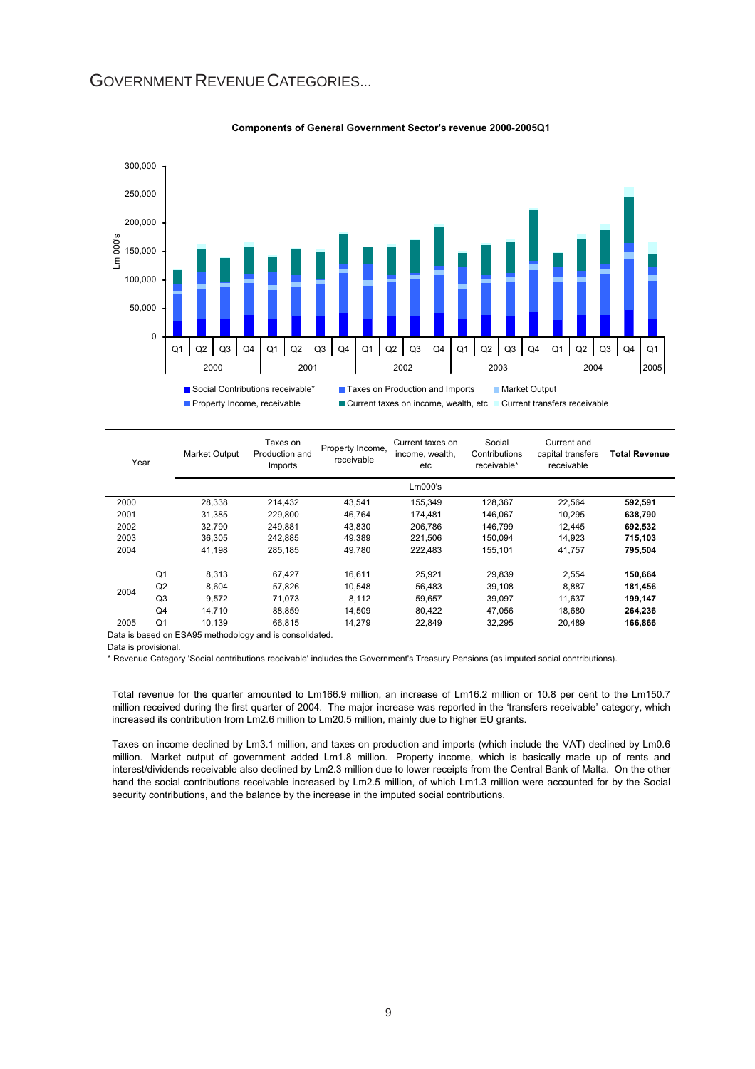# GOVERNMENT REVENUE CATEGORIES...

**Components of General Government Sector's revenue 2000-2005Q1**

| Year | | Market Output | Taxes on Production and Imports | Property Income, receivable | Current taxes on income, wealth, etc | Social Contributions receivable* | Current and capital transfers receivable | **Total Revenue** |
|---|---|---|---|---|---|---|---|---|
| | | Lm000's | | | | | | |
| 2000 | | 28,338 | 214,432 | 43,541 | 155,349 | 128,367 | 22,564 | **592,591** |
| 2001 | | 31,385 | 229,800 | 46,764 | 174,481 | 146,067 | 10,295 | **638,790** |
| 2002 | | 32,790 | 249,881 | 43,830 | 206,786 | 146,799 | 12,445 | **692,532** |
| 2003 | | 36,305 | 242,885 | 49,389 | 221,506 | 150,094 | 14,923 | **715,103** |
| 2004 | | 41,198 | 285,185 | 49,780 | 222,483 | 155,101 | 41,757 | **795,504** |
| 2004 | Q1 | 8,313 | 67,427 | 16,611 | 25,921 | 29,839 | 2,554 | **150,664** |
| | Q2 | 8,604 | 57,826 | 10,548 | 56,483 | 39,108 | 8,887 | **181,456** |
| | Q3 | 9,572 | 71,073 | 8,112 | 59,657 | 39,097 | 11,637 | **199,147** |
| | Q4 | 14,710 | 88,859 | 14,509 | 80,422 | 47,056 | 18,680 | **264,236** |
| 2005 | Q1 | 10,139 | 66,815 | 14,279 | 22,849 | 32,295 | 20,489 | **166,866** |

Data is based on ESA95 methodology and is consolidated.

Data is provisional.

* Revenue Category 'Social contributions receivable' includes the Government's Treasury Pensions (as imputed social contributions).

Total revenue for the quarter amounted to Lm166.9 million, an increase of Lm16.2 million or 10.8 per cent to the Lm150.7 million received during the first quarter of 2004. The major increase was reported in the 'transfers receivable' category, which increased its contribution from Lm2.6 million to Lm20.5 million, mainly due to higher EU grants.

Taxes on income declined by Lm3.1 million, and taxes on production and imports (which include the VAT) declined by Lm0.6 million. Market output of government added Lm1.8 million. Property income, which is basically made up of rents and interest/dividends receivable also declined by Lm2.3 million due to lower receipts from the Central Bank of Malta. On the other hand the social contributions receivable increased by Lm2.5 million, of which Lm1.3 million were accounted for by the Social security contributions, and the balance by the increase in the imputed social contributions.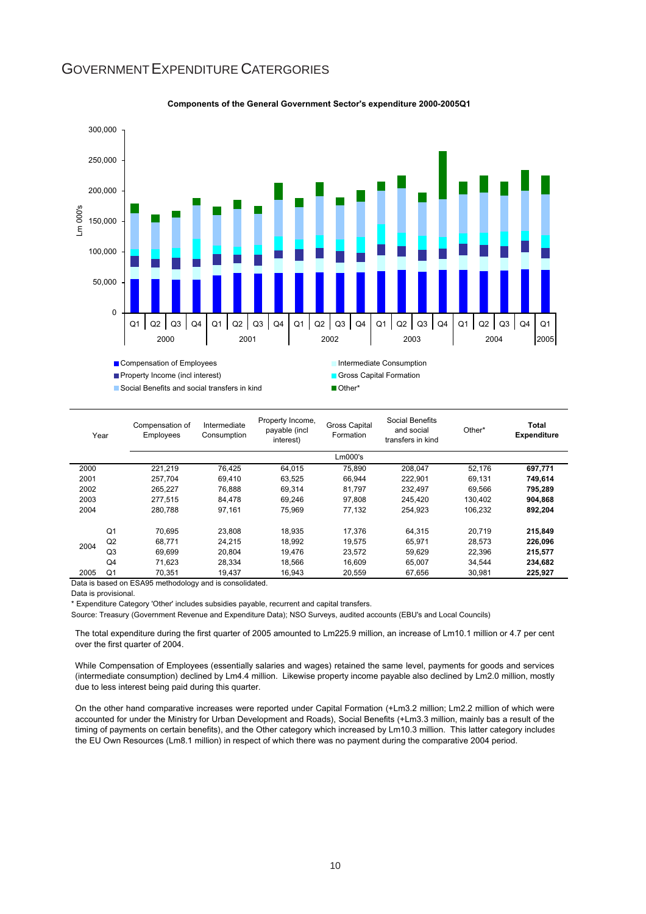# GOVERNMENT EXPENDITURE CATERGORIES

**Components of the General Government Sector's expenditure 2000-2005Q1**

| Year | | Compensation of Employees | Intermediate Consumption | Property Income, payable (incl interest) | Gross Capital Formation | Social Benefits and social transfers in kind | Other* | **Total Expenditure** |
|---|---|---|---|---|---|---|---|---|
| | | | | | Lm000's | | | |
| 2000 | | 221,219 | 76,425 | 64,015 | 75,890 | 208,047 | 52,176 | **697,771** |
| 2001 | | 257,704 | 69,410 | 63,525 | 66,944 | 222,901 | 69,131 | **749,614** |
| 2002 | | 265,227 | 76,888 | 69,314 | 81,797 | 232,497 | 69,566 | **795,289** |
| 2003 | | 277,515 | 84,478 | 69,246 | 97,808 | 245,420 | 130,402 | **904,868** |
| 2004 | | 280,788 | 97,161 | 75,969 | 77,132 | 254,923 | 106,232 | **892,204** |
| 2004 | Q1 | 70,695 | 23,808 | 18,935 | 17,376 | 64,315 | 20,719 | **215,849** |
| | Q2 | 68,771 | 24,215 | 18,992 | 19,575 | 65,971 | 28,573 | **226,096** |
| | Q3 | 69,699 | 20,804 | 19,476 | 23,572 | 59,629 | 22,396 | **215,577** |
| | Q4 | 71,623 | 28,334 | 18,566 | 16,609 | 65,007 | 34,544 | **234,682** |
| 2005 | Q1 | 70,351 | 19,437 | 16,943 | 20,559 | 67,656 | 30,981 | **225,927** |

Data is based on ESA95 methodology and is consolidated.

Data is provisional.

* Expenditure Category 'Other' includes subsidies payable, recurrent and capital transfers.

Source: Treasury (Government Revenue and Expenditure Data); NSO Surveys, audited accounts (EBU's and Local Councils)

The total expenditure during the first quarter of 2005 amounted to Lm225.9 million, an increase of Lm10.1 million or 4.7 per cent over the first quarter of 2004.

While Compensation of Employees (essentially salaries and wages) retained the same level, payments for goods and services (intermediate consumption) declined by Lm4.4 million. Likewise property income payable also declined by Lm2.0 million, mostly due to less interest being paid during this quarter.

On the other hand comparative increases were reported under Capital Formation (+Lm3.2 million; Lm2.2 million of which were accounted for under the Ministry for Urban Development and Roads), Social Benefits (+Lm3.3 million, mainly bas a result of the timing of payments on certain benefits), and the Other category which increased by Lm10.3 million. This latter category includes the EU Own Resources (Lm8.1 million) in respect of which there was no payment during the comparative 2004 period.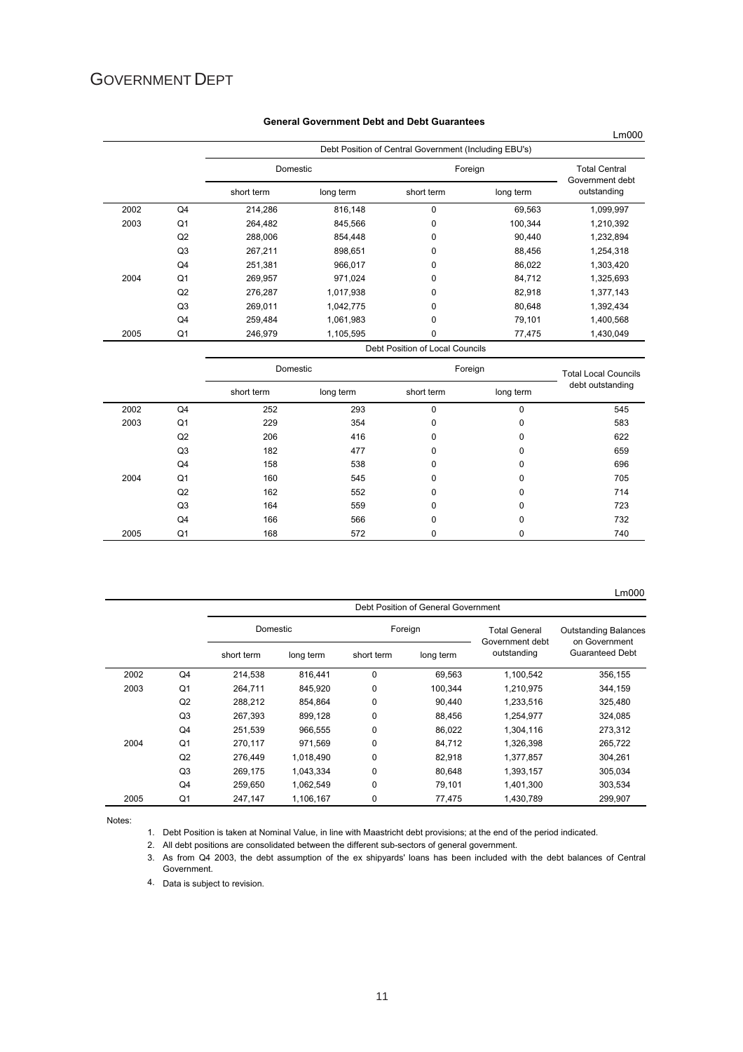# GOVERNMENT DEPT

**General Government Debt and Debt Guarantees**

Lm000

| | | Debt Position of Central Government (Including EBU's) | | | | |
|---|---|---|---|---|---|---|
| | | Domestic | | Foreign | | Total Central Government debt outstanding |
| | | short term | long term | short term | long term | |
| 2002 | Q4 | 214,286 | 816,148 | 0 | 69,563 | 1,099,997 |
| 2003 | Q1 | 264,482 | 845,566 | 0 | 100,344 | 1,210,392 |
| | Q2 | 288,006 | 854,448 | 0 | 90,440 | 1,232,894 |
| | Q3 | 267,211 | 898,651 | 0 | 88,456 | 1,254,318 |
| | Q4 | 251,381 | 966,017 | 0 | 86,022 | 1,303,420 |
| 2004 | Q1 | 269,957 | 971,024 | 0 | 84,712 | 1,325,693 |
| | Q2 | 276,287 | 1,017,938 | 0 | 82,918 | 1,377,143 |
| | Q3 | 269,011 | 1,042,775 | 0 | 80,648 | 1,392,434 |
| | Q4 | 259,484 | 1,061,983 | 0 | 79,101 | 1,400,568 |
| 2005 | Q1 | 246,979 | 1,105,595 | 0 | 77,475 | 1,430,049 |

| | | Debt Position of Local Councils | | | | |
|---|---|---|---|---|---|---|
| | | Domestic | | Foreign | | Total Local Councils debt outstanding |
| | | short term | long term | short term | long term | |
| 2002 | Q4 | 252 | 293 | 0 | 0 | 545 |
| 2003 | Q1 | 229 | 354 | 0 | 0 | 583 |
| | Q2 | 206 | 416 | 0 | 0 | 622 |
| | Q3 | 182 | 477 | 0 | 0 | 659 |
| | Q4 | 158 | 538 | 0 | 0 | 696 |
| 2004 | Q1 | 160 | 545 | 0 | 0 | 705 |
| | Q2 | 162 | 552 | 0 | 0 | 714 |
| | Q3 | 164 | 559 | 0 | 0 | 723 |
| | Q4 | 166 | 566 | 0 | 0 | 732 |
| 2005 | Q1 | 168 | 572 | 0 | 0 | 740 |

Lm000

| | | Debt Position of General Government | | | | | |
|---|---|---|---|---|---|---|---|
| | | Domestic | | Foreign | | Total General Government debt outstanding | Outstanding Balances on Government Guaranteed Debt |
| | | short term | long term | short term | long term | | |
| 2002 | Q4 | 214,538 | 816,441 | 0 | 69,563 | 1,100,542 | 356,155 |
| 2003 | Q1 | 264,711 | 845,920 | 0 | 100,344 | 1,210,975 | 344,159 |
| | Q2 | 288,212 | 854,864 | 0 | 90,440 | 1,233,516 | 325,480 |
| | Q3 | 267,393 | 899,128 | 0 | 88,456 | 1,254,977 | 324,085 |
| | Q4 | 251,539 | 966,555 | 0 | 86,022 | 1,304,116 | 273,312 |
| 2004 | Q1 | 270,117 | 971,569 | 0 | 84,712 | 1,326,398 | 265,722 |
| | Q2 | 276,449 | 1,018,490 | 0 | 82,918 | 1,377,857 | 304,261 |
| | Q3 | 269,175 | 1,043,334 | 0 | 80,648 | 1,393,157 | 305,034 |
| | Q4 | 259,650 | 1,062,549 | 0 | 79,101 | 1,401,300 | 303,534 |
| 2005 | Q1 | 247,147 | 1,106,167 | 0 | 77,475 | 1,430,789 | 299,907 |

Notes:

1. Debt Position is taken at Nominal Value, in line with Maastricht debt provisions; at the end of the period indicated.
2. All debt positions are consolidated between the different sub-sectors of general government.
3. As from Q4 2003, the debt assumption of the ex shipyards' loans has been included with the debt balances of Central Government.
4. Data is subject to revision.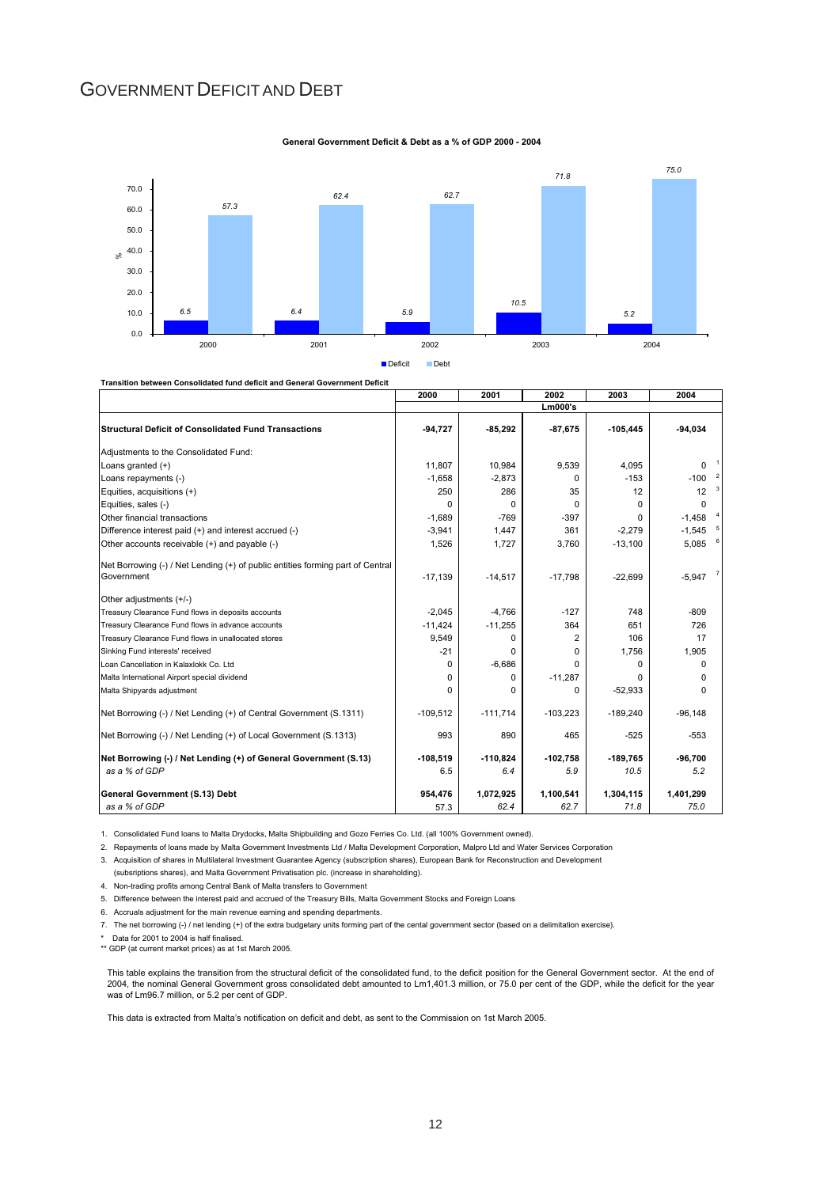# GOVERNMENT DEFICIT AND DEBT

**General Government Deficit & Debt as a % of GDP 2000 - 2004**

| Year | Deficit | Debt |
|---|---|---|
| 2000 | 6.5 | 57.3 |
| 2001 | 6.4 | 62.4 |
| 2002 | 5.9 | 62.7 |
| 2003 | 10.5 | 71.8 |
| 2004 | 5.2 | 75.0 |

**Transition between Consolidated fund deficit and General Government Deficit**

| | 2000 | 2001 | 2002 | 2003 | 2004 |
|---|---|---|---|---|---|
| | | | Lm000's | | |
| **Structural Deficit of Consolidated Fund Transactions** | **-94,727** | **-85,292** | **-87,675** | **-105,445** | **-94,034** |
| Adjustments to the Consolidated Fund: | | | | | |
| Loans granted (+) | 11,807 | 10,984 | 9,539 | 4,095 | 0 [1] |
| Loans repayments (-) | -1,658 | -2,873 | 0 | -153 | -100 [2] |
| Equities, acquisitions (+) | 250 | 286 | 35 | 12 | 12 [3] |
| Equities, sales (-) | 0 | 0 | 0 | 0 | 0 |
| Other financial transactions | -1,689 | -769 | -397 | 0 | -1,458 [4] |
| Difference interest paid (+) and interest accrued (-) | -3,941 | 1,447 | 361 | -2,279 | -1,545 [5] |
| Other accounts receivable (+) and payable (-) | 1,526 | 1,727 | 3,760 | -13,100 | 5,085 [6] |
| Net Borrowing (-) / Net Lending (+) of public entities forming part of Central Government | -17,139 | -14,517 | -17,798 | -22,699 | -5,947 [7] |
| Other adjustments (+/-) | | | | | |
| Treasury Clearance Fund flows in deposits accounts | -2,045 | -4,766 | -127 | 748 | -809 |
| Treasury Clearance Fund flows in advance accounts | -11,424 | -11,255 | 364 | 651 | 726 |
| Treasury Clearance Fund flows in unallocated stores | 9,549 | 0 | 2 | 106 | 17 |
| Sinking Fund interests' received | -21 | 0 | 0 | 1,756 | 1,905 |
| Loan Cancellation in Kalaxlokk Co. Ltd | 0 | -6,686 | 0 | 0 | 0 |
| Malta International Airport special dividend | 0 | 0 | -11,287 | 0 | 0 |
| Malta Shipyards adjustment | 0 | 0 | 0 | -52,933 | 0 |
| Net Borrowing (-) / Net Lending (+) of Central Government (S.1311) | -109,512 | -111,714 | -103,223 | -189,240 | -96,148 |
| Net Borrowing (-) / Net Lending (+) of Local Government (S.1313) | 993 | 890 | 465 | -525 | -553 |
| **Net Borrowing (-) / Net Lending (+) of General Government (S.13)** | **-108,519** | **-110,824** | **-102,758** | **-189,765** | **-96,700** |
| *as a % of GDP* | 6.5 | *6.4* | *5.9* | *10.5* | *5.2* |
| **General Government (S.13) Debt** | **954,476** | **1,072,925** | **1,100,541** | **1,304,115** | **1,401,299** |
| *as a % of GDP* | 57.3 | *62.4* | *62.7* | *71.8* | *75.0* |

1. Consolidated Fund loans to Malta Drydocks, Malta Shipbuilding and Gozo Ferries Co. Ltd. (all 100% Government owned).
2. Repayments of loans made by Malta Government Investments Ltd / Malta Development Corporation, Malpro Ltd and Water Services Corporation
3. Acquisition of shares in Multilateral Investment Guarantee Agency (subscription shares), European Bank for Reconstruction and Development (subsriptions shares), and Malta Government Privatisation plc. (increase in shareholding).
4. Non-trading profits among Central Bank of Malta transfers to Government
5. Difference between the interest paid and accrued of the Treasury Bills, Malta Government Stocks and Foreign Loans
6. Accruals adjustment for the main revenue earning and spending departments.
7. The net borrowing (-) / net lending (+) of the extra budgetary units forming part of the cental government sector (based on a delimitation exercise).

\* Data for 2001 to 2004 is half finalised.
\*\* GDP (at current market prices) as at 1st March 2005.

This table explains the transition from the structural deficit of the consolidated fund, to the deficit position for the General Government sector. At the end of 2004, the nominal General Government gross consolidated debt amounted to Lm1,401.3 million, or 75.0 per cent of the GDP, while the deficit for the year was of Lm96.7 million, or 5.2 per cent of GDP.

This data is extracted from Malta's notification on deficit and debt, as sent to the Commission on 1st March 2005.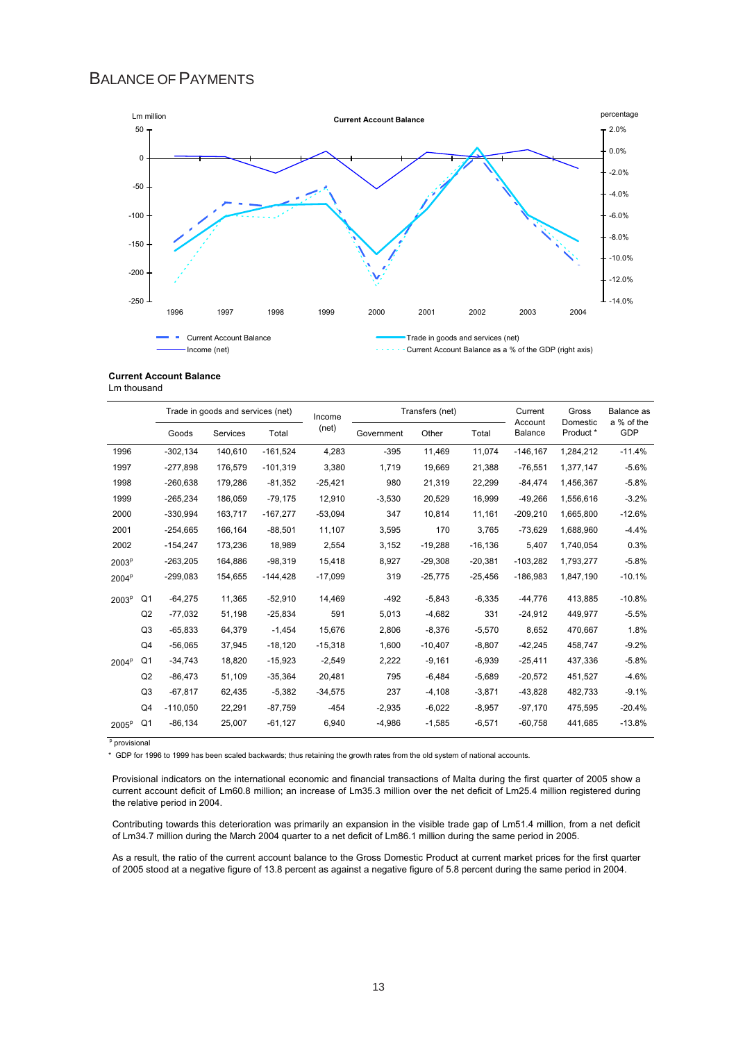# BALANCE OF PAYMENTS

**Current Account Balance**

Lm million | percentage

Current Account Balance — Trade in goods and services (net) — Income (net) — Current Account Balance as a % of the GDP (right axis)

**Current Account Balance**
Lm thousand

| | | Trade in goods and services (net) | | | Income (net) | Transfers (net) | | | Current Account Balance | Gross Domestic Product * | Balance as a % of the GDP |
|---|---|---|---|---|---|---|---|---|---|---|---|
| | | Goods | Services | Total | | Government | Other | Total | | | |
| 1996 | | -302,134 | 140,610 | -161,524 | 4,283 | -395 | 11,469 | 11,074 | -146,167 | 1,284,212 | -11.4% |
| 1997 | | -277,898 | 176,579 | -101,319 | 3,380 | 1,719 | 19,669 | 21,388 | -76,551 | 1,377,147 | -5.6% |
| 1998 | | -260,638 | 179,286 | -81,352 | -25,421 | 980 | 21,319 | 22,299 | -84,474 | 1,456,367 | -5.8% |
| 1999 | | -265,234 | 186,059 | -79,175 | 12,910 | -3,530 | 20,529 | 16,999 | -49,266 | 1,556,616 | -3.2% |
| 2000 | | -330,994 | 163,717 | -167,277 | -53,094 | 347 | 10,814 | 11,161 | -209,210 | 1,665,800 | -12.6% |
| 2001 | | -254,665 | 166,164 | -88,501 | 11,107 | 3,595 | 170 | 3,765 | -73,629 | 1,688,960 | -4.4% |
| 2002 | | -154,247 | 173,236 | 18,989 | 2,554 | 3,152 | -19,288 | -16,136 | 5,407 | 1,740,054 | 0.3% |
| 2003[p] | | -263,205 | 164,886 | -98,319 | 15,418 | 8,927 | -29,308 | -20,381 | -103,282 | 1,793,277 | -5.8% |
| 2004[p] | | -299,083 | 154,655 | -144,428 | -17,099 | 319 | -25,775 | -25,456 | -186,983 | 1,847,190 | -10.1% |
| 2003[p] | Q1 | -64,275 | 11,365 | -52,910 | 14,469 | -492 | -5,843 | -6,335 | -44,776 | 413,885 | -10.8% |
| | Q2 | -77,032 | 51,198 | -25,834 | 591 | 5,013 | -4,682 | 331 | -24,912 | 449,977 | -5.5% |
| | Q3 | -65,833 | 64,379 | -1,454 | 15,676 | 2,806 | -8,376 | -5,570 | 8,652 | 470,667 | 1.8% |
| | Q4 | -56,065 | 37,945 | -18,120 | -15,318 | 1,600 | -10,407 | -8,807 | -42,245 | 458,747 | -9.2% |
| 2004[p] | Q1 | -34,743 | 18,820 | -15,923 | -2,549 | 2,222 | -9,161 | -6,939 | -25,411 | 437,336 | -5.8% |
| | Q2 | -86,473 | 51,109 | -35,364 | 20,481 | 795 | -6,484 | -5,689 | -20,572 | 451,527 | -4.6% |
| | Q3 | -67,817 | 62,435 | -5,382 | -34,575 | 237 | -4,108 | -3,871 | -43,828 | 482,733 | -9.1% |
| | Q4 | -110,050 | 22,291 | -87,759 | -454 | -2,935 | -6,022 | -8,957 | -97,170 | 475,595 | -20.4% |
| 2005[p] | Q1 | -86,134 | 25,007 | -61,127 | 6,940 | -4,986 | -1,585 | -6,571 | -60,758 | 441,685 | -13.8% |

[p] provisional

\* GDP for 1996 to 1999 has been scaled backwards; thus retaining the growth rates from the old system of national accounts.

Provisional indicators on the international economic and financial transactions of Malta during the first quarter of 2005 show a current account deficit of Lm60.8 million; an increase of Lm35.3 million over the net deficit of Lm25.4 million registered during the relative period in 2004.

Contributing towards this deterioration was primarily an expansion in the visible trade gap of Lm51.4 million, from a net deficit of Lm34.7 million during the March 2004 quarter to a net deficit of Lm86.1 million during the same period in 2005.

As a result, the ratio of the current account balance to the Gross Domestic Product at current market prices for the first quarter of 2005 stood at a negative figure of 13.8 percent as against a negative figure of 5.8 percent during the same period in 2004.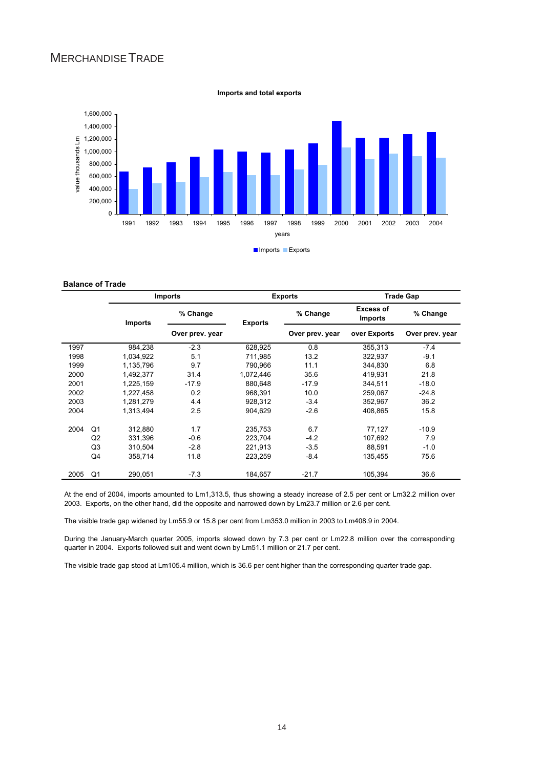# MERCHANDISE TRADE

**Imports and total exports**

**Balance of Trade**

| | | Imports | | Exports | | Trade Gap | |
|---|---|---|---|---|---|---|---|
| | | Imports | % Change | Exports | % Change | Excess of Imports | % Change |
| | | | Over prev. year | | Over prev. year | over Exports | Over prev. year |
| 1997 | | 984,238 | -2.3 | 628,925 | 0.8 | 355,313 | -7.4 |
| 1998 | | 1,034,922 | 5.1 | 711,985 | 13.2 | 322,937 | -9.1 |
| 1999 | | 1,135,796 | 9.7 | 790,966 | 11.1 | 344,830 | 6.8 |
| 2000 | | 1,492,377 | 31.4 | 1,072,446 | 35.6 | 419,931 | 21.8 |
| 2001 | | 1,225,159 | -17.9 | 880,648 | -17.9 | 344,511 | -18.0 |
| 2002 | | 1,227,458 | 0.2 | 968,391 | 10.0 | 259,067 | -24.8 |
| 2003 | | 1,281,279 | 4.4 | 928,312 | -3.4 | 352,967 | 36.2 |
| 2004 | | 1,313,494 | 2.5 | 904,629 | -2.6 | 408,865 | 15.8 |
| 2004 | Q1 | 312,880 | 1.7 | 235,753 | 6.7 | 77,127 | -10.9 |
| | Q2 | 331,396 | -0.6 | 223,704 | -4.2 | 107,692 | 7.9 |
| | Q3 | 310,504 | -2.8 | 221,913 | -3.5 | 88,591 | -1.0 |
| | Q4 | 358,714 | 11.8 | 223,259 | -8.4 | 135,455 | 75.6 |
| 2005 | Q1 | 290,051 | -7.3 | 184,657 | -21.7 | 105,394 | 36.6 |

At the end of 2004, imports amounted to Lm1,313.5, thus showing a steady increase of 2.5 per cent or Lm32.2 million over 2003. Exports, on the other hand, did the opposite and narrowed down by Lm23.7 million or 2.6 per cent.

The visible trade gap widened by Lm55.9 or 15.8 per cent from Lm353.0 million in 2003 to Lm408.9 in 2004.

During the January-March quarter 2005, imports slowed down by 7.3 per cent or Lm22.8 million over the corresponding quarter in 2004. Exports followed suit and went down by Lm51.1 million or 21.7 per cent.

The visible trade gap stood at Lm105.4 million, which is 36.6 per cent higher than the corresponding quarter trade gap.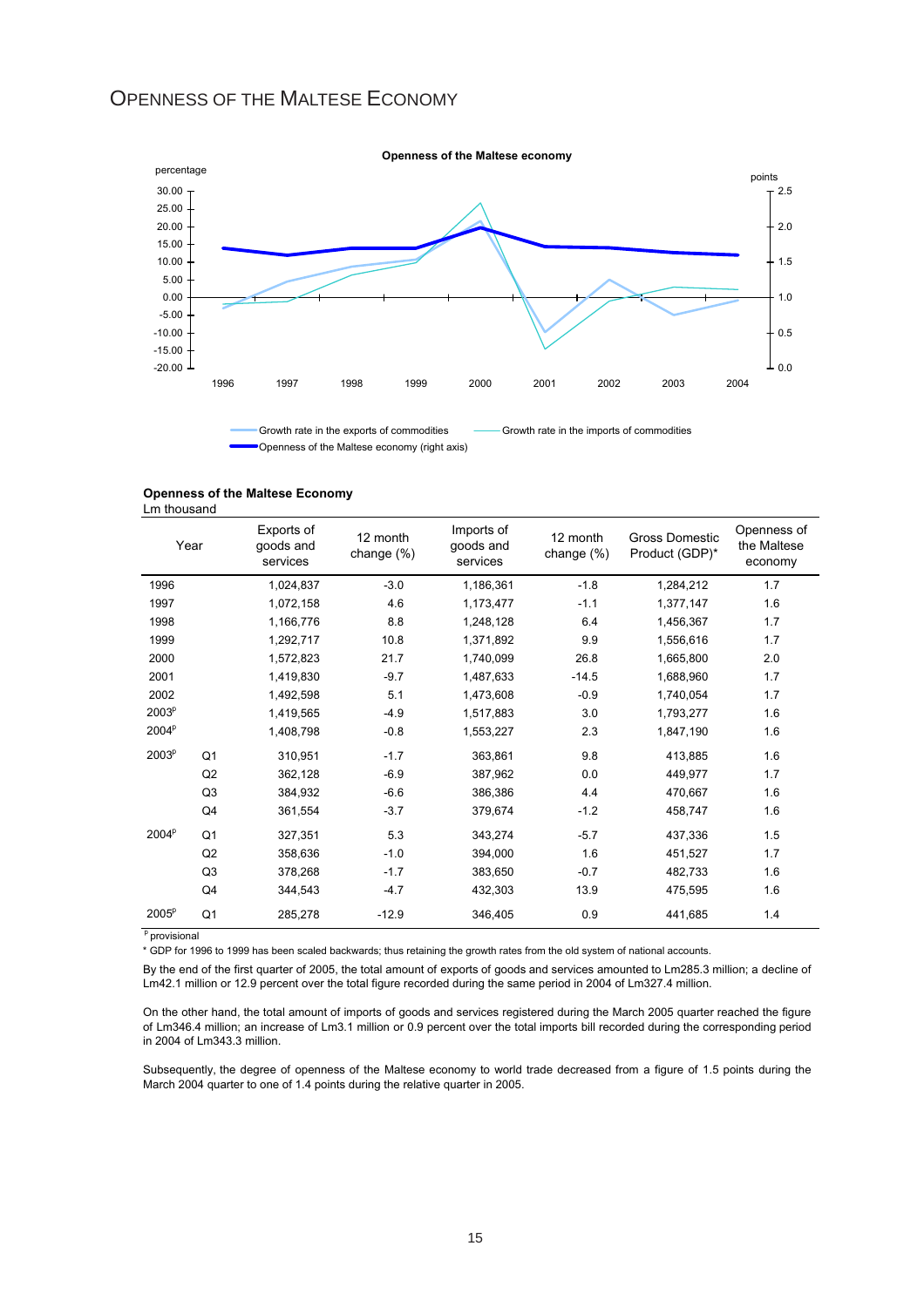# OPENNESS OF THE MALTESE ECONOMY

**Openness of the Maltese economy**

percentage

points

Growth rate in the exports of commodities — Growth rate in the imports of commodities — Openness of the Maltese economy (right axis)

**Openness of the Maltese Economy**
Lm thousand

| Year | | Exports of goods and services | 12 month change (%) | Imports of goods and services | 12 month change (%) | Gross Domestic Product (GDP)* | Openness of the Maltese economy |
|---|---|---|---|---|---|---|---|
| 1996 | | 1,024,837 | -3.0 | 1,186,361 | -1.8 | 1,284,212 | 1.7 |
| 1997 | | 1,072,158 | 4.6 | 1,173,477 | -1.1 | 1,377,147 | 1.6 |
| 1998 | | 1,166,776 | 8.8 | 1,248,128 | 6.4 | 1,456,367 | 1.7 |
| 1999 | | 1,292,717 | 10.8 | 1,371,892 | 9.9 | 1,556,616 | 1.7 |
| 2000 | | 1,572,823 | 21.7 | 1,740,099 | 26.8 | 1,665,800 | 2.0 |
| 2001 | | 1,419,830 | -9.7 | 1,487,633 | -14.5 | 1,688,960 | 1.7 |
| 2002 | | 1,492,598 | 5.1 | 1,473,608 | -0.9 | 1,740,054 | 1.7 |
| 2003[p] | | 1,419,565 | -4.9 | 1,517,883 | 3.0 | 1,793,277 | 1.6 |
| 2004[p] | | 1,408,798 | -0.8 | 1,553,227 | 2.3 | 1,847,190 | 1.6 |
| 2003[p] | Q1 | 310,951 | -1.7 | 363,861 | 9.8 | 413,885 | 1.6 |
| | Q2 | 362,128 | -6.9 | 387,962 | 0.0 | 449,977 | 1.7 |
| | Q3 | 384,932 | -6.6 | 386,386 | 4.4 | 470,667 | 1.6 |
| | Q4 | 361,554 | -3.7 | 379,674 | -1.2 | 458,747 | 1.6 |
| 2004[p] | Q1 | 327,351 | 5.3 | 343,274 | -5.7 | 437,336 | 1.5 |
| | Q2 | 358,636 | -1.0 | 394,000 | 1.6 | 451,527 | 1.7 |
| | Q3 | 378,268 | -1.7 | 383,650 | -0.7 | 482,733 | 1.6 |
| | Q4 | 344,543 | -4.7 | 432,303 | 13.9 | 475,595 | 1.6 |
| 2005[p] | Q1 | 285,278 | -12.9 | 346,405 | 0.9 | 441,685 | 1.4 |

[p] provisional

* GDP for 1996 to 1999 has been scaled backwards; thus retaining the growth rates from the old system of national accounts.

By the end of the first quarter of 2005, the total amount of exports of goods and services amounted to Lm285.3 million; a decline of Lm42.1 million or 12.9 percent over the total figure recorded during the same period in 2004 of Lm327.4 million.

On the other hand, the total amount of imports of goods and services registered during the March 2005 quarter reached the figure of Lm346.4 million; an increase of Lm3.1 million or 0.9 percent over the total imports bill recorded during the corresponding period in 2004 of Lm343.3 million.

Subsequently, the degree of openness of the Maltese economy to world trade decreased from a figure of 1.5 points during the March 2004 quarter to one of 1.4 points during the relative quarter in 2005.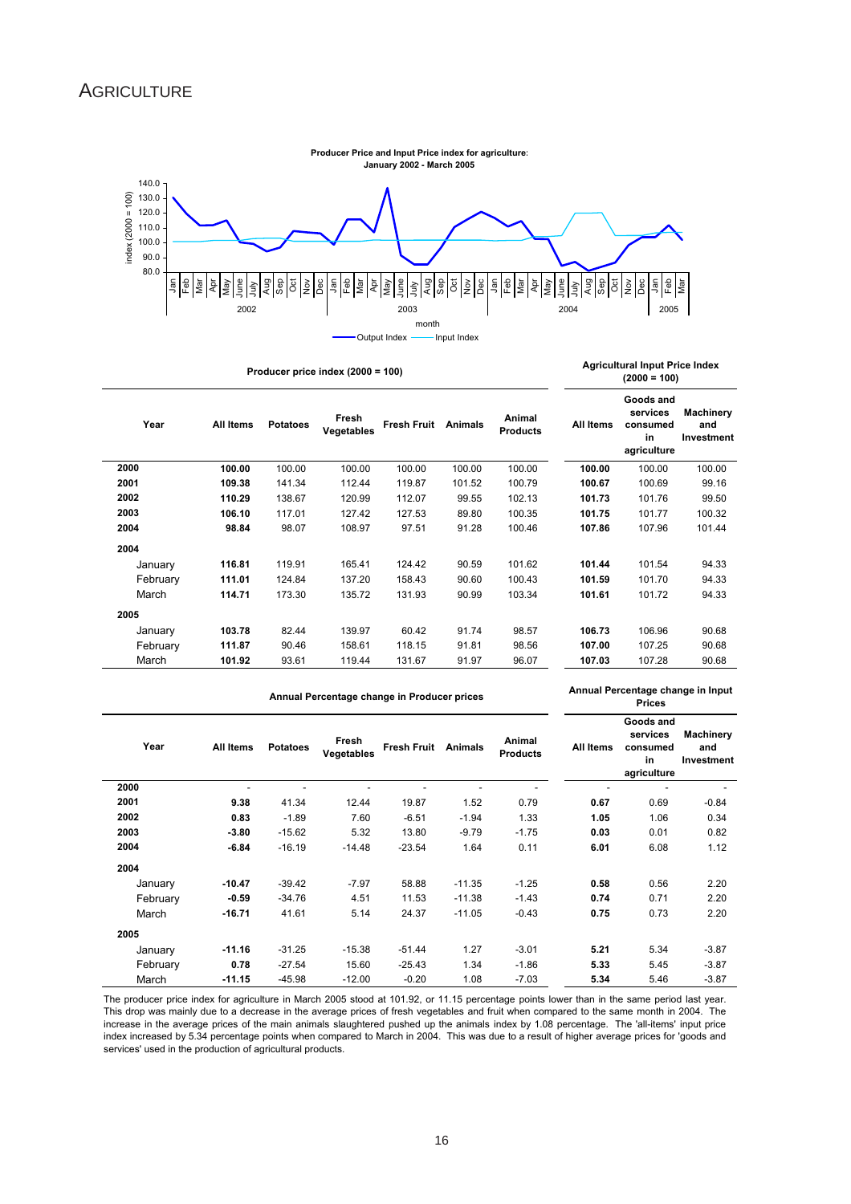# AGRICULTURE

**Producer Price and Input Price index for agriculture: January 2002 - March 2005**

| | Producer price index (2000 = 100) | | | | | | Agricultural Input Price Index (2000 = 100) | | |
|---|---|---|---|---|---|---|---|---|---|
| **Year** | **All Items** | **Potatoes** | **Fresh Vegetables** | **Fresh Fruit** | **Animals** | **Animal Products** | **All Items** | **Goods and services consumed in agriculture** | **Machinery and Investment** |
| **2000** | **100.00** | 100.00 | 100.00 | 100.00 | 100.00 | 100.00 | **100.00** | 100.00 | 100.00 |
| **2001** | **109.38** | 141.34 | 112.44 | 119.87 | 101.52 | 100.79 | **100.67** | 100.69 | 99.16 |
| **2002** | **110.29** | 138.67 | 120.99 | 112.07 | 99.55 | 102.13 | **101.73** | 101.76 | 99.50 |
| **2003** | **106.10** | 117.01 | 127.42 | 127.53 | 89.80 | 100.35 | **101.75** | 101.77 | 100.32 |
| **2004** | **98.84** | 98.07 | 108.97 | 97.51 | 91.28 | 100.46 | **107.86** | 107.96 | 101.44 |
| **2004** | | | | | | | | | |
| January | **116.81** | 119.91 | 165.41 | 124.42 | 90.59 | 101.62 | **101.44** | 101.54 | 94.33 |
| February | **111.01** | 124.84 | 137.20 | 158.43 | 90.60 | 100.43 | **101.59** | 101.70 | 94.33 |
| March | **114.71** | 173.30 | 135.72 | 131.93 | 90.99 | 103.34 | **101.61** | 101.72 | 94.33 |
| **2005** | | | | | | | | | |
| January | **103.78** | 82.44 | 139.97 | 60.42 | 91.74 | 98.57 | **106.73** | 106.96 | 90.68 |
| February | **111.87** | 90.46 | 158.61 | 118.15 | 91.81 | 98.56 | **107.00** | 107.25 | 90.68 |
| March | **101.92** | 93.61 | 119.44 | 131.67 | 91.97 | 96.07 | **107.03** | 107.28 | 90.68 |

| | Annual Percentage change in Producer prices | | | | | | Annual Percentage change in Input Prices | | |
|---|---|---|---|---|---|---|---|---|---|
| **Year** | **All Items** | **Potatoes** | **Fresh Vegetables** | **Fresh Fruit** | **Animals** | **Animal Products** | **All Items** | **Goods and services consumed in agriculture** | **Machinery and Investment** |
| **2000** | - | - | - | - | - | - | - | - | - |
| **2001** | **9.38** | 41.34 | 12.44 | 19.87 | 1.52 | 0.79 | **0.67** | 0.69 | -0.84 |
| **2002** | **0.83** | -1.89 | 7.60 | -6.51 | -1.94 | 1.33 | **1.05** | 1.06 | 0.34 |
| **2003** | **-3.80** | -15.62 | 5.32 | 13.80 | -9.79 | -1.75 | **0.03** | 0.01 | 0.82 |
| **2004** | **-6.84** | -16.19 | -14.48 | -23.54 | 1.64 | 0.11 | **6.01** | 6.08 | 1.12 |
| **2004** | | | | | | | | | |
| January | **-10.47** | -39.42 | -7.97 | 58.88 | -11.35 | -1.25 | **0.58** | 0.56 | 2.20 |
| February | **-0.59** | -34.76 | 4.51 | 11.53 | -11.38 | -1.43 | **0.74** | 0.71 | 2.20 |
| March | **-16.71** | 41.61 | 5.14 | 24.37 | -11.05 | -0.43 | **0.75** | 0.73 | 2.20 |
| **2005** | | | | | | | | | |
| January | **-11.16** | -31.25 | -15.38 | -51.44 | 1.27 | -3.01 | **5.21** | 5.34 | -3.87 |
| February | **0.78** | -27.54 | 15.60 | -25.43 | 1.34 | -1.86 | **5.33** | 5.45 | -3.87 |
| March | **-11.15** | -45.98 | -12.00 | -0.20 | 1.08 | -7.03 | **5.34** | 5.46 | -3.87 |

The producer price index for agriculture in March 2005 stood at 101.92, or 11.15 percentage points lower than in the same period last year. This drop was mainly due to a decrease in the average prices of fresh vegetables and fruit when compared to the same month in 2004. The increase in the average prices of the main animals slaughtered pushed up the animals index by 1.08 percentage. The 'all-items' input price index increased by 5.34 percentage points when compared to March in 2004. This was due to a result of higher average prices for 'goods and services' used in the production of agricultural products.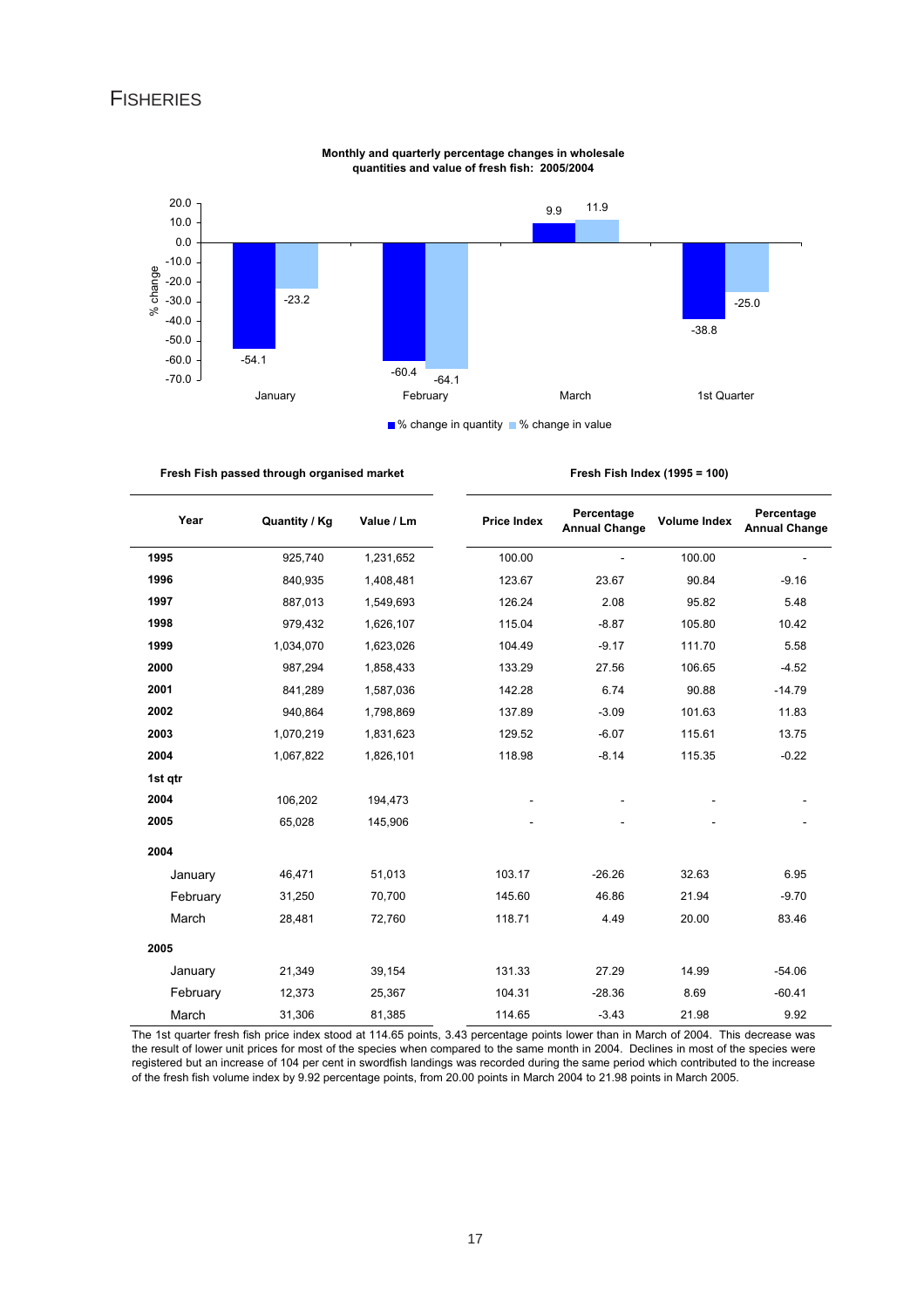# Fisheries

**Monthly and quarterly percentage changes in wholesale quantities and value of fresh fish: 2005/2004**

| | % change in quantity | % change in value |
|---|---|---|
| January | -54.1 | -23.2 |
| February | -60.4 | -64.1 |
| March | 9.9 | 11.9 |
| 1st Quarter | -38.8 | -25.0 |

| | Fresh Fish passed through organised market | | Fresh Fish Index (1995 = 100) | | | |
|---|---|---|---|---|---|---|
| **Year** | **Quantity / Kg** | **Value / Lm** | **Price Index** | **Percentage Annual Change** | **Volume Index** | **Percentage Annual Change** |
| **1995** | 925,740 | 1,231,652 | 100.00 | - | 100.00 | - |
| **1996** | 840,935 | 1,408,481 | 123.67 | 23.67 | 90.84 | -9.16 |
| **1997** | 887,013 | 1,549,693 | 126.24 | 2.08 | 95.82 | 5.48 |
| **1998** | 979,432 | 1,626,107 | 115.04 | -8.87 | 105.80 | 10.42 |
| **1999** | 1,034,070 | 1,623,026 | 104.49 | -9.17 | 111.70 | 5.58 |
| **2000** | 987,294 | 1,858,433 | 133.29 | 27.56 | 106.65 | -4.52 |
| **2001** | 841,289 | 1,587,036 | 142.28 | 6.74 | 90.88 | -14.79 |
| **2002** | 940,864 | 1,798,869 | 137.89 | -3.09 | 101.63 | 11.83 |
| **2003** | 1,070,219 | 1,831,623 | 129.52 | -6.07 | 115.61 | 13.75 |
| **2004** | 1,067,822 | 1,826,101 | 118.98 | -8.14 | 115.35 | -0.22 |
| **1st qtr** | | | | | | |
| **2004** | 106,202 | 194,473 | - | - | - | - |
| **2005** | 65,028 | 145,906 | - | - | - | - |
| **2004** | | | | | | |
| January | 46,471 | 51,013 | 103.17 | -26.26 | 32.63 | 6.95 |
| February | 31,250 | 70,700 | 145.60 | 46.86 | 21.94 | -9.70 |
| March | 28,481 | 72,760 | 118.71 | 4.49 | 20.00 | 83.46 |
| **2005** | | | | | | |
| January | 21,349 | 39,154 | 131.33 | 27.29 | 14.99 | -54.06 |
| February | 12,373 | 25,367 | 104.31 | -28.36 | 8.69 | -60.41 |
| March | 31,306 | 81,385 | 114.65 | -3.43 | 21.98 | 9.92 |

The 1st quarter fresh fish price index stood at 114.65 points, 3.43 percentage points lower than in March of 2004. This decrease was the result of lower unit prices for most of the species when compared to the same month in 2004. Declines in most of the species were registered but an increase of 104 per cent in swordfish landings was recorded during the same period which contributed to the increase of the fresh fish volume index by 9.92 percentage points, from 20.00 points in March 2004 to 21.98 points in March 2005.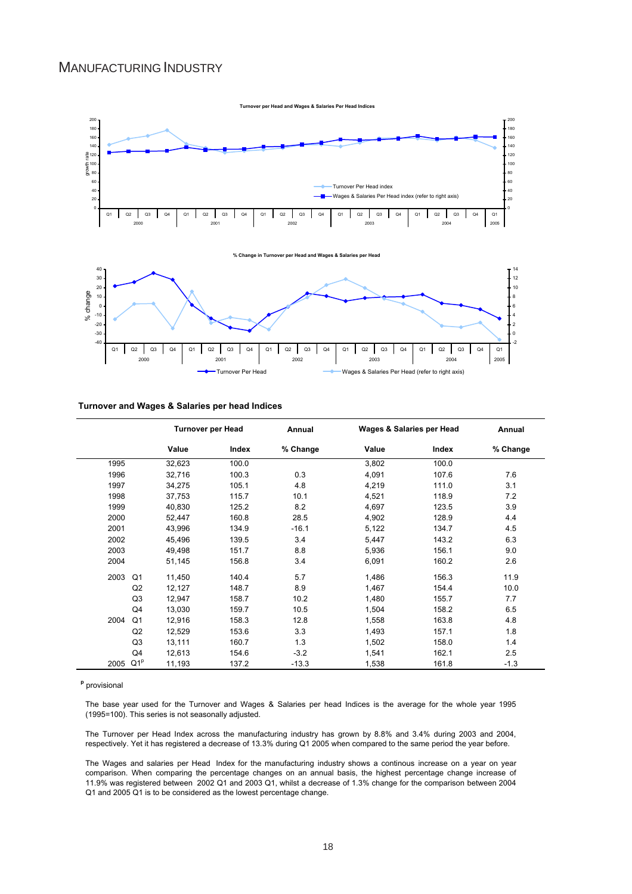# MANUFACTURING INDUSTRY

### Turnover and Wages & Salaries per head Indices

| | | Turnover per Head | | Annual | Wages & Salaries per Head | | Annual |
|---|---|---|---|---|---|---|---|
| | | Value | Index | % Change | Value | Index | % Change |
| 1995 | | 32,623 | 100.0 | | 3,802 | 100.0 | |
| 1996 | | 32,716 | 100.3 | 0.3 | 4,091 | 107.6 | 7.6 |
| 1997 | | 34,275 | 105.1 | 4.8 | 4,219 | 111.0 | 3.1 |
| 1998 | | 37,753 | 115.7 | 10.1 | 4,521 | 118.9 | 7.2 |
| 1999 | | 40,830 | 125.2 | 8.2 | 4,697 | 123.5 | 3.9 |
| 2000 | | 52,447 | 160.8 | 28.5 | 4,902 | 128.9 | 4.4 |
| 2001 | | 43,996 | 134.9 | -16.1 | 5,122 | 134.7 | 4.5 |
| 2002 | | 45,496 | 139.5 | 3.4 | 5,447 | 143.2 | 6.3 |
| 2003 | | 49,498 | 151.7 | 8.8 | 5,936 | 156.1 | 9.0 |
| 2004 | | 51,145 | 156.8 | 3.4 | 6,091 | 160.2 | 2.6 |
| 2003 | Q1 | 11,450 | 140.4 | 5.7 | 1,486 | 156.3 | 11.9 |
| | Q2 | 12,127 | 148.7 | 8.9 | 1,467 | 154.4 | 10.0 |
| | Q3 | 12,947 | 158.7 | 10.2 | 1,480 | 155.7 | 7.7 |
| | Q4 | 13,030 | 159.7 | 10.5 | 1,504 | 158.2 | 6.5 |
| 2004 | Q1 | 12,916 | 158.3 | 12.8 | 1,558 | 163.8 | 4.8 |
| | Q2 | 12,529 | 153.6 | 3.3 | 1,493 | 157.1 | 1.8 |
| | Q3 | 13,111 | 160.7 | 1.3 | 1,502 | 158.0 | 1.4 |
| | Q4 | 12,613 | 154.6 | -3.2 | 1,541 | 162.1 | 2.5 |
| 2005 | Q1[p] | 11,193 | 137.2 | -13.3 | 1,538 | 161.8 | -1.3 |

[p] provisional

The base year used for the Turnover and Wages & Salaries per head Indices is the average for the whole year 1995 (1995=100). This series is not seasonally adjusted.

The Turnover per Head Index across the manufacturing industry has grown by 8.8% and 3.4% during 2003 and 2004, respectively. Yet it has registered a decrease of 13.3% during Q1 2005 when compared to the same period the year before.

The Wages and salaries per Head Index for the manufacturing industry shows a continous increase on a year on year comparison. When comparing the percentage changes on an annual basis, the highest percentage change increase of 11.9% was registered between 2002 Q1 and 2003 Q1, whilst a decrease of 1.3% change for the comparison between 2004 Q1 and 2005 Q1 is to be considered as the lowest percentage change.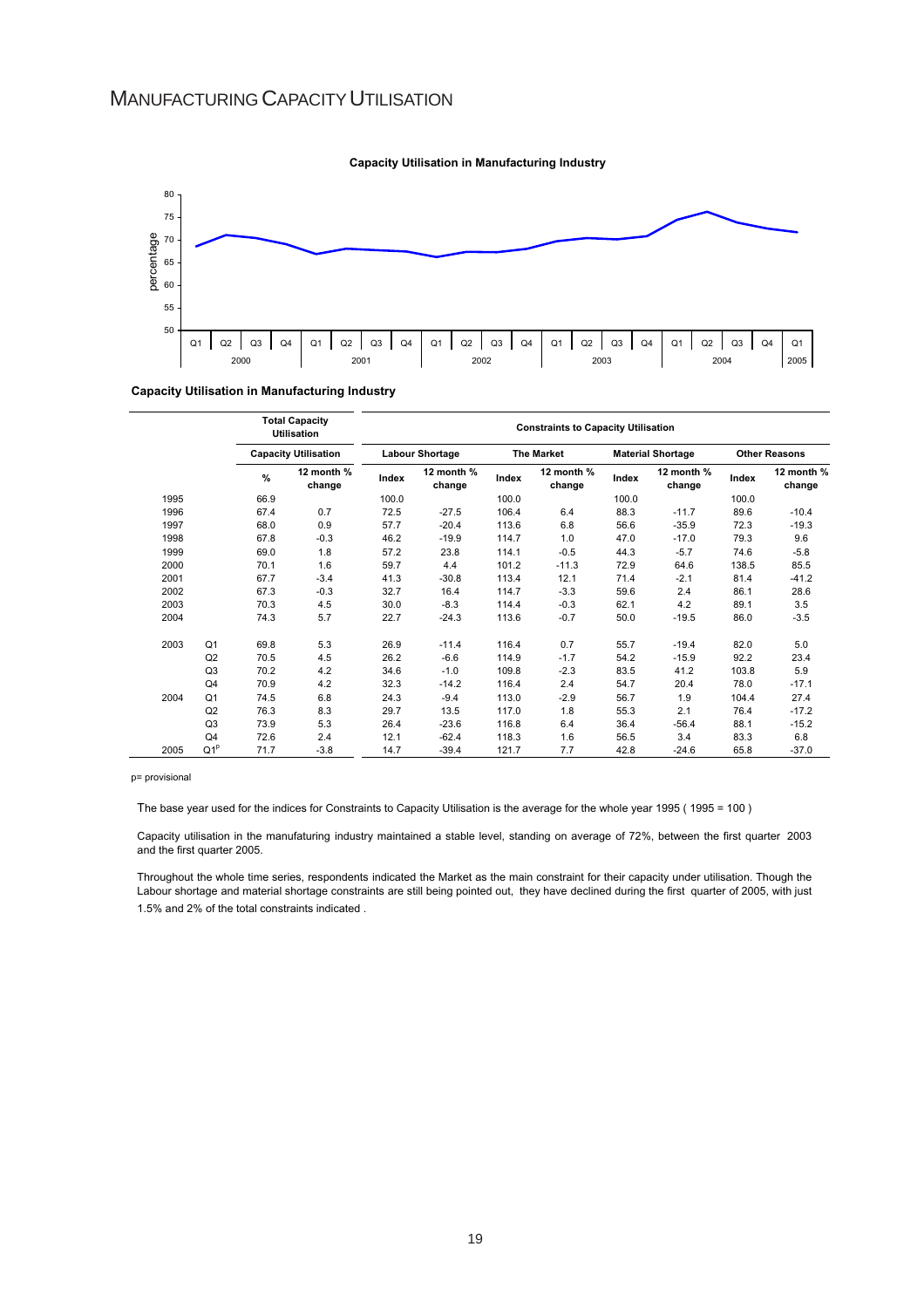# MANUFACTURING CAPACITY UTILISATION

**Capacity Utilisation in Manufacturing Industry**

**Capacity Utilisation in Manufacturing Industry**

| | | Total Capacity Utilisation | | Constraints to Capacity Utilisation | | | | | | | |
|---|---|---|---|---|---|---|---|---|---|---|---|
| | | Capacity Utilisation | | Labour Shortage | | The Market | | Material Shortage | | Other Reasons | |
| | | % | 12 month % change | Index | 12 month % change | Index | 12 month % change | Index | 12 month % change | Index | 12 month % change |
| 1995 | | 66.9 | | 100.0 | | 100.0 | | 100.0 | | 100.0 | |
| 1996 | | 67.4 | 0.7 | 72.5 | -27.5 | 106.4 | 6.4 | 88.3 | -11.7 | 89.6 | -10.4 |
| 1997 | | 68.0 | 0.9 | 57.7 | -20.4 | 113.6 | 6.8 | 56.6 | -35.9 | 72.3 | -19.3 |
| 1998 | | 67.8 | -0.3 | 46.2 | -19.9 | 114.7 | 1.0 | 47.0 | -17.0 | 79.3 | 9.6 |
| 1999 | | 69.0 | 1.8 | 57.2 | 23.8 | 114.1 | -0.5 | 44.3 | -5.7 | 74.6 | -5.8 |
| 2000 | | 70.1 | 1.6 | 59.7 | 4.4 | 101.2 | -11.3 | 72.9 | 64.6 | 138.5 | 85.5 |
| 2001 | | 67.7 | -3.4 | 41.3 | -30.8 | 113.4 | 12.1 | 71.4 | -2.1 | 81.4 | -41.2 |
| 2002 | | 67.3 | -0.3 | 32.7 | 16.4 | 114.7 | -3.3 | 59.6 | 2.4 | 86.1 | 28.6 |
| 2003 | | 70.3 | 4.5 | 30.0 | -8.3 | 114.4 | -0.3 | 62.1 | 4.2 | 89.1 | 3.5 |
| 2004 | | 74.3 | 5.7 | 22.7 | -24.3 | 113.6 | -0.7 | 50.0 | -19.5 | 86.0 | -3.5 |
| 2003 | Q1 | 69.8 | 5.3 | 26.9 | -11.4 | 116.4 | 0.7 | 55.7 | -19.4 | 82.0 | 5.0 |
| | Q2 | 70.5 | 4.5 | 26.2 | -6.6 | 114.9 | -1.7 | 54.2 | -15.9 | 92.2 | 23.4 |
| | Q3 | 70.2 | 4.2 | 34.6 | -1.0 | 109.8 | -2.3 | 83.5 | 41.2 | 103.8 | 5.9 |
| | Q4 | 70.9 | 4.2 | 32.3 | -14.2 | 116.4 | 2.4 | 54.7 | 20.4 | 78.0 | -17.1 |
| 2004 | Q1 | 74.5 | 6.8 | 24.3 | -9.4 | 113.0 | -2.9 | 56.7 | 1.9 | 104.4 | 27.4 |
| | Q2 | 76.3 | 8.3 | 29.7 | 13.5 | 117.0 | 1.8 | 55.3 | 2.1 | 76.4 | -17.2 |
| | Q3 | 73.9 | 5.3 | 26.4 | -23.6 | 116.8 | 6.4 | 36.4 | -56.4 | 88.1 | -15.2 |
| | Q4 | 72.6 | 2.4 | 12.1 | -62.4 | 118.3 | 1.6 | 56.5 | 3.4 | 83.3 | 6.8 |
| 2005 | Q1p | 71.7 | -3.8 | 14.7 | -39.4 | 121.7 | 7.7 | 42.8 | -24.6 | 65.8 | -37.0 |

p= provisional

The base year used for the indices for Constraints to Capacity Utilisation is the average for the whole year 1995 ( 1995 = 100 )

Capacity utilisation in the manufaturing industry maintained a stable level, standing on average of 72%, between the first quarter 2003 and the first quarter 2005.

Throughout the whole time series, respondents indicated the Market as the main constraint for their capacity under utilisation. Though the Labour shortage and material shortage constraints are still being pointed out, they have declined during the first quarter of 2005, with just 1.5% and 2% of the total constraints indicated .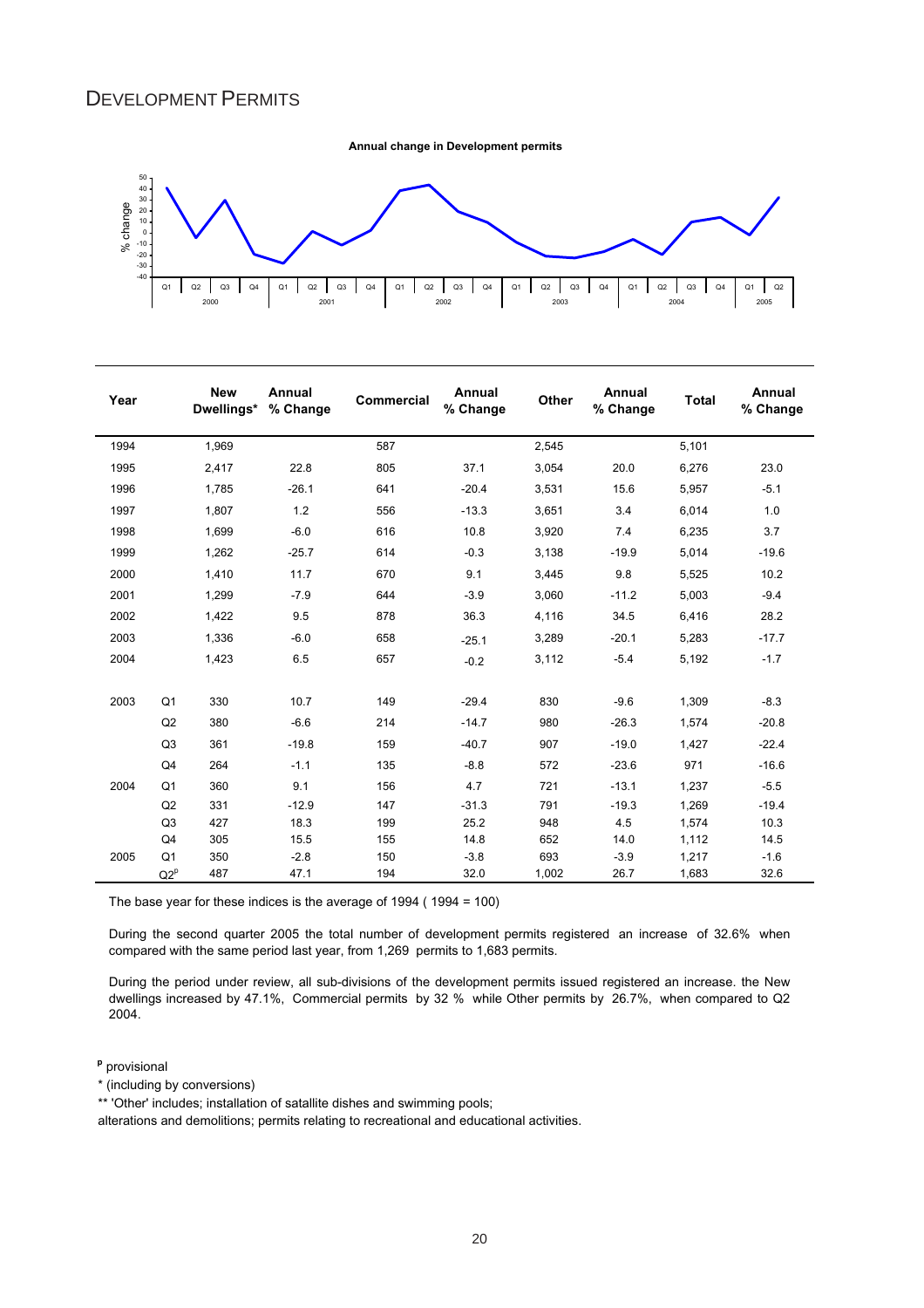# DEVELOPMENT PERMITS

**Annual change in Development permits**

| Year | | New Dwellings* | Annual % Change | Commercial | Annual % Change | Other | Annual % Change | Total | Annual % Change |
|---|---|---|---|---|---|---|---|---|---|
| 1994 | | 1,969 | | 587 | | 2,545 | | 5,101 | |
| 1995 | | 2,417 | 22.8 | 805 | 37.1 | 3,054 | 20.0 | 6,276 | 23.0 |
| 1996 | | 1,785 | -26.1 | 641 | -20.4 | 3,531 | 15.6 | 5,957 | -5.1 |
| 1997 | | 1,807 | 1.2 | 556 | -13.3 | 3,651 | 3.4 | 6,014 | 1.0 |
| 1998 | | 1,699 | -6.0 | 616 | 10.8 | 3,920 | 7.4 | 6,235 | 3.7 |
| 1999 | | 1,262 | -25.7 | 614 | -0.3 | 3,138 | -19.9 | 5,014 | -19.6 |
| 2000 | | 1,410 | 11.7 | 670 | 9.1 | 3,445 | 9.8 | 5,525 | 10.2 |
| 2001 | | 1,299 | -7.9 | 644 | -3.9 | 3,060 | -11.2 | 5,003 | -9.4 |
| 2002 | | 1,422 | 9.5 | 878 | 36.3 | 4,116 | 34.5 | 6,416 | 28.2 |
| 2003 | | 1,336 | -6.0 | 658 | -25.1 | 3,289 | -20.1 | 5,283 | -17.7 |
| 2004 | | 1,423 | 6.5 | 657 | -0.2 | 3,112 | -5.4 | 5,192 | -1.7 |
| | | | | | | | | | |
| 2003 | Q1 | 330 | 10.7 | 149 | -29.4 | 830 | -9.6 | 1,309 | -8.3 |
| | Q2 | 380 | -6.6 | 214 | -14.7 | 980 | -26.3 | 1,574 | -20.8 |
| | Q3 | 361 | -19.8 | 159 | -40.7 | 907 | -19.0 | 1,427 | -22.4 |
| | Q4 | 264 | -1.1 | 135 | -8.8 | 572 | -23.6 | 971 | -16.6 |
| 2004 | Q1 | 360 | 9.1 | 156 | 4.7 | 721 | -13.1 | 1,237 | -5.5 |
| | Q2 | 331 | -12.9 | 147 | -31.3 | 791 | -19.3 | 1,269 | -19.4 |
| | Q3 | 427 | 18.3 | 199 | 25.2 | 948 | 4.5 | 1,574 | 10.3 |
| | Q4 | 305 | 15.5 | 155 | 14.8 | 652 | 14.0 | 1,112 | 14.5 |
| 2005 | Q1 | 350 | -2.8 | 150 | -3.8 | 693 | -3.9 | 1,217 | -1.6 |
| | Q2[p] | 487 | 47.1 | 194 | 32.0 | 1,002 | 26.7 | 1,683 | 32.6 |

The base year for these indices is the average of 1994 ( 1994 = 100)

During the second quarter 2005 the total number of development permits registered an increase of 32.6% when compared with the same period last year, from 1,269 permits to 1,683 permits.

During the period under review, all sub-divisions of the development permits issued registered an increase. the New dwellings increased by 47.1%, Commercial permits by 32 % while Other permits by 26.7%, when compared to Q2 2004.

[p] provisional

\* (including by conversions)

\*\* 'Other' includes; installation of satallite dishes and swimming pools;

alterations and demolitions; permits relating to recreational and educational activities.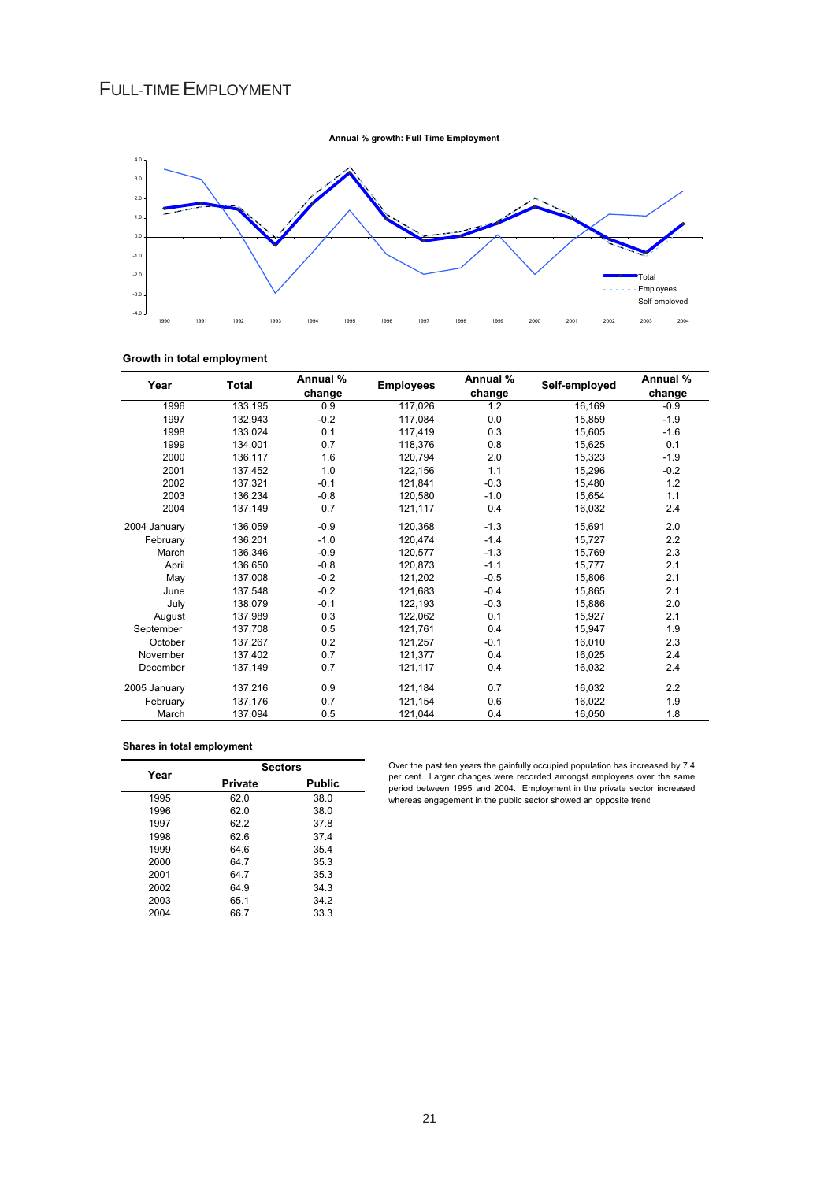# FULL-TIME EMPLOYMENT

**Annual % growth: Full Time Employment**

**Growth in total employment**

| Year | Total | Annual % change | Employees | Annual % change | Self-employed | Annual % change |
|---|---|---|---|---|---|---|
| 1996 | 133,195 | 0.9 | 117,026 | 1.2 | 16,169 | -0.9 |
| 1997 | 132,943 | -0.2 | 117,084 | 0.0 | 15,859 | -1.9 |
| 1998 | 133,024 | 0.1 | 117,419 | 0.3 | 15,605 | -1.6 |
| 1999 | 134,001 | 0.7 | 118,376 | 0.8 | 15,625 | 0.1 |
| 2000 | 136,117 | 1.6 | 120,794 | 2.0 | 15,323 | -1.9 |
| 2001 | 137,452 | 1.0 | 122,156 | 1.1 | 15,296 | -0.2 |
| 2002 | 137,321 | -0.1 | 121,841 | -0.3 | 15,480 | 1.2 |
| 2003 | 136,234 | -0.8 | 120,580 | -1.0 | 15,654 | 1.1 |
| 2004 | 137,149 | 0.7 | 121,117 | 0.4 | 16,032 | 2.4 |
| 2004 January | 136,059 | -0.9 | 120,368 | -1.3 | 15,691 | 2.0 |
| February | 136,201 | -1.0 | 120,474 | -1.4 | 15,727 | 2.2 |
| March | 136,346 | -0.9 | 120,577 | -1.3 | 15,769 | 2.3 |
| April | 136,650 | -0.8 | 120,873 | -1.1 | 15,777 | 2.1 |
| May | 137,008 | -0.2 | 121,202 | -0.5 | 15,806 | 2.1 |
| June | 137,548 | -0.2 | 121,683 | -0.4 | 15,865 | 2.1 |
| July | 138,079 | -0.1 | 122,193 | -0.3 | 15,886 | 2.0 |
| August | 137,989 | 0.3 | 122,062 | 0.1 | 15,927 | 2.1 |
| September | 137,708 | 0.5 | 121,761 | 0.4 | 15,947 | 1.9 |
| October | 137,267 | 0.2 | 121,257 | -0.1 | 16,010 | 2.3 |
| November | 137,402 | 0.7 | 121,377 | 0.4 | 16,025 | 2.4 |
| December | 137,149 | 0.7 | 121,117 | 0.4 | 16,032 | 2.4 |
| 2005 January | 137,216 | 0.9 | 121,184 | 0.7 | 16,032 | 2.2 |
| February | 137,176 | 0.7 | 121,154 | 0.6 | 16,022 | 1.9 |
| March | 137,094 | 0.5 | 121,044 | 0.4 | 16,050 | 1.8 |

**Shares in total employment**

| Year | Sectors | |
|---|---|---|
| | Private | Public |
| 1995 | 62.0 | 38.0 |
| 1996 | 62.0 | 38.0 |
| 1997 | 62.2 | 37.8 |
| 1998 | 62.6 | 37.4 |
| 1999 | 64.6 | 35.4 |
| 2000 | 64.7 | 35.3 |
| 2001 | 64.7 | 35.3 |
| 2002 | 64.9 | 34.3 |
| 2003 | 65.1 | 34.2 |
| 2004 | 66.7 | 33.3 |

Over the past ten years the gainfully occupied population has increased by 7.4 per cent. Larger changes were recorded amongst employees over the same period between 1995 and 2004. Employment in the private sector increased whereas engagement in the public sector showed an opposite trend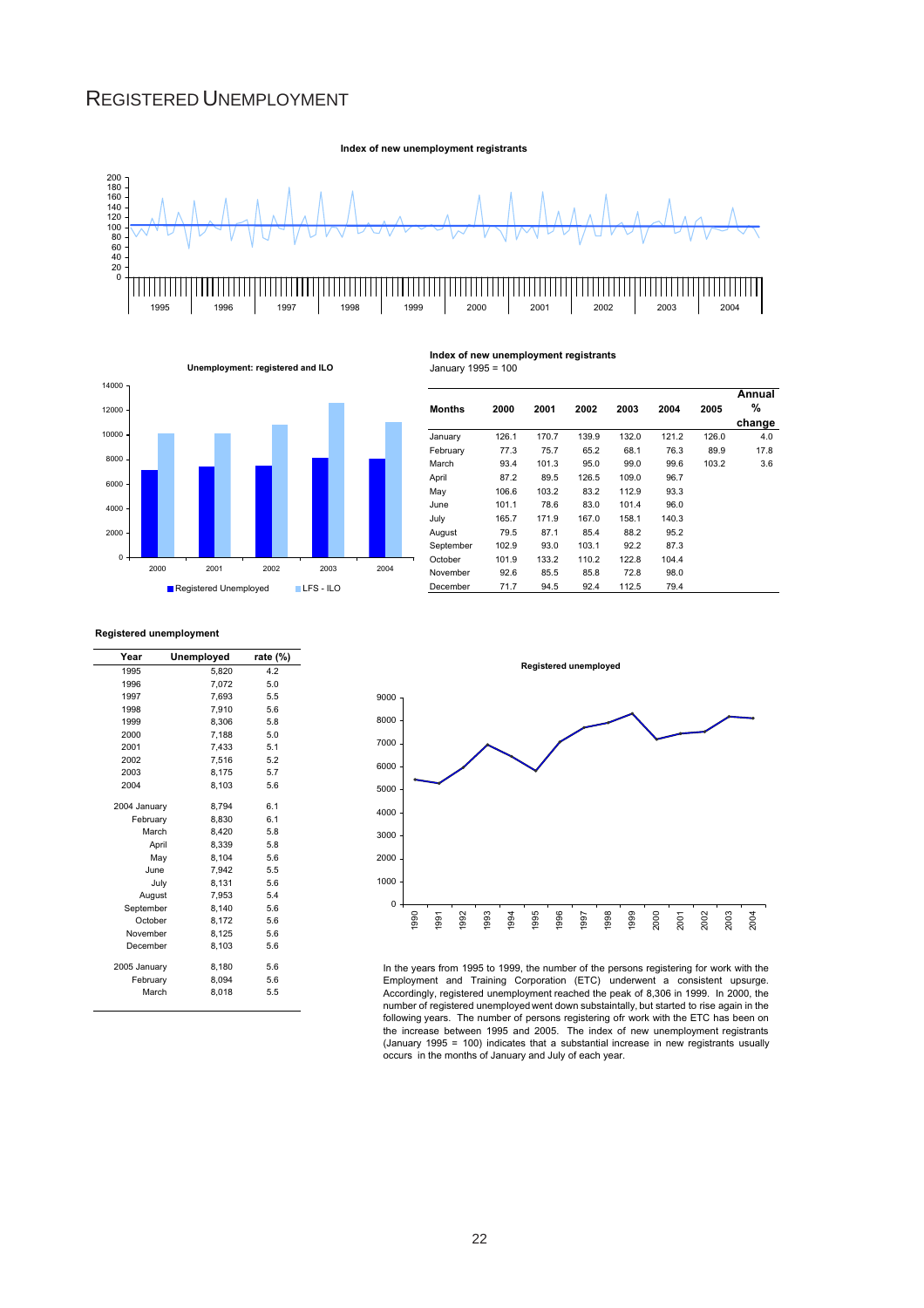# REGISTERED UNEMPLOYMENT

**Index of new unemployment registrants**

**Unemployment: registered and ILO**

**Index of new unemployment registrants**
January 1995 = 100

| Months | 2000 | 2001 | 2002 | 2003 | 2004 | 2005 | Annual % change |
|---|---|---|---|---|---|---|---|
| January | 126.1 | 170.7 | 139.9 | 132.0 | 121.2 | 126.0 | 4.0 |
| February | 77.3 | 75.7 | 65.2 | 68.1 | 76.3 | 89.9 | 17.8 |
| March | 93.4 | 101.3 | 95.0 | 99.0 | 99.6 | 103.2 | 3.6 |
| April | 87.2 | 89.5 | 126.5 | 109.0 | 96.7 | | |
| May | 106.6 | 103.2 | 83.2 | 112.9 | 93.3 | | |
| June | 101.1 | 78.6 | 83.0 | 101.4 | 96.0 | | |
| July | 165.7 | 171.9 | 167.0 | 158.1 | 140.3 | | |
| August | 79.5 | 87.1 | 85.4 | 88.2 | 95.2 | | |
| September | 102.9 | 93.0 | 103.1 | 92.2 | 87.3 | | |
| October | 101.9 | 133.2 | 110.2 | 122.8 | 104.4 | | |
| November | 92.6 | 85.5 | 85.8 | 72.8 | 98.0 | | |
| December | 71.7 | 94.5 | 92.4 | 112.5 | 79.4 | | |

**Registered unemployment**

| Year | Unemployed | rate (%) |
|---|---|---|
| 1995 | 5,820 | 4.2 |
| 1996 | 7,072 | 5.0 |
| 1997 | 7,693 | 5.5 |
| 1998 | 7,910 | 5.6 |
| 1999 | 8,306 | 5.8 |
| 2000 | 7,188 | 5.0 |
| 2001 | 7,433 | 5.1 |
| 2002 | 7,516 | 5.2 |
| 2003 | 8,175 | 5.7 |
| 2004 | 8,103 | 5.6 |
| 2004 January | 8,794 | 6.1 |
| February | 8,830 | 6.1 |
| March | 8,420 | 5.8 |
| April | 8,339 | 5.8 |
| May | 8,104 | 5.6 |
| June | 7,942 | 5.5 |
| July | 8,131 | 5.6 |
| August | 7,953 | 5.4 |
| September | 8,140 | 5.6 |
| October | 8,172 | 5.6 |
| November | 8,125 | 5.6 |
| December | 8,103 | 5.6 |
| 2005 January | 8,180 | 5.6 |
| February | 8,094 | 5.6 |
| March | 8,018 | 5.5 |

**Registered unemployed**

In the years from 1995 to 1999, the number of the persons registering for work with the Employment and Training Corporation (ETC) underwent a consistent upsurge. Accordingly, registered unemployment reached the peak of 8,306 in 1999. In 2000, the number of registered unemployed went down substaintally, but started to rise again in the following years. The number of persons registering ofr work with the ETC has been on the increase between 1995 and 2005. The index of new unemployment registrants (January 1995 = 100) indicates that a substantial increase in new registrants usually occurs in the months of January and July of each year.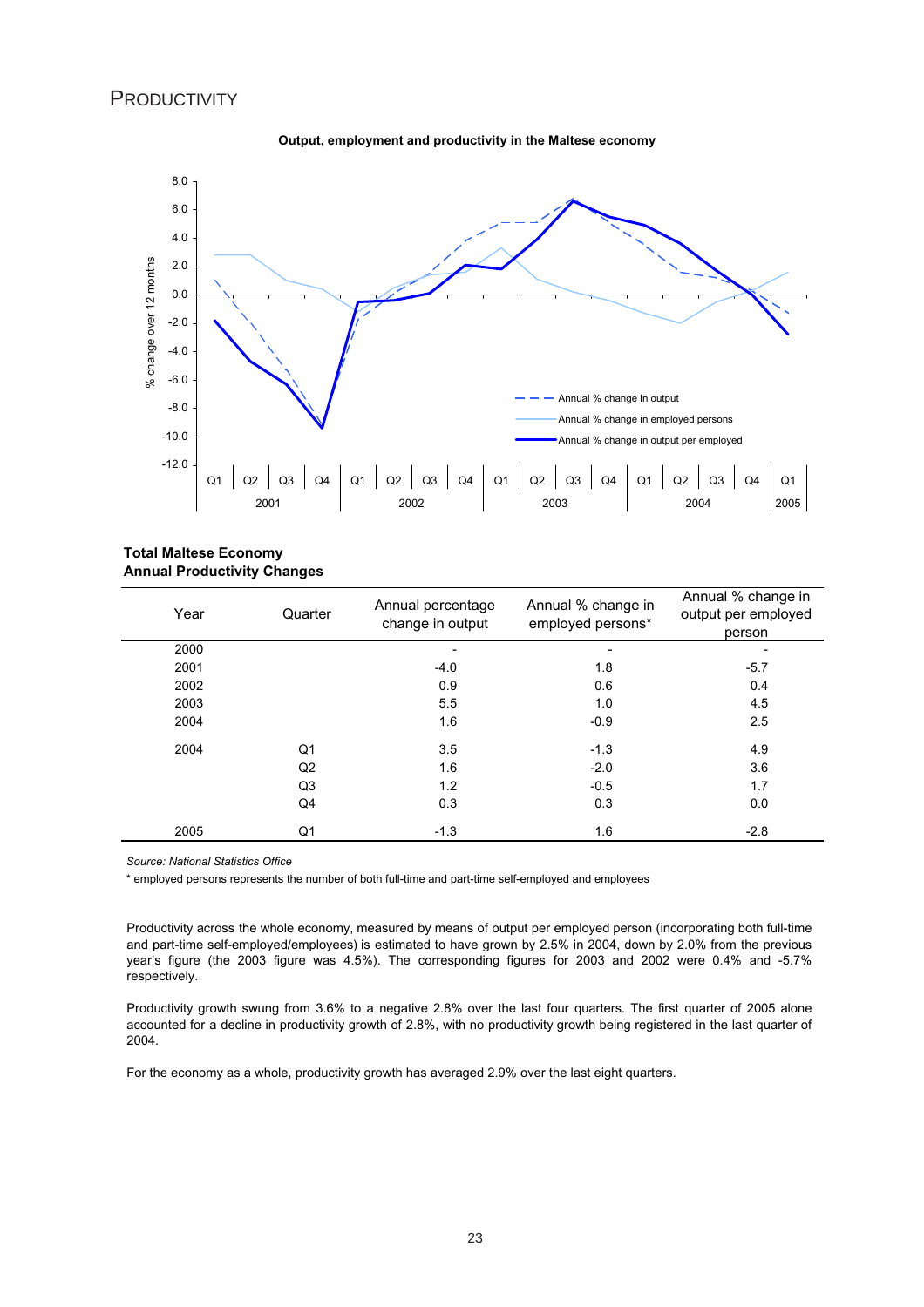# PRODUCTIVITY

**Output, employment and productivity in the Maltese economy**

**Total Maltese Economy**
**Annual Productivity Changes**

| Year | Quarter | Annual percentage change in output | Annual % change in employed persons* | Annual % change in output per employed person |
|---|---|---|---|---|
| 2000 | | - | - | - |
| 2001 | | -4.0 | 1.8 | -5.7 |
| 2002 | | 0.9 | 0.6 | 0.4 |
| 2003 | | 5.5 | 1.0 | 4.5 |
| 2004 | | 1.6 | -0.9 | 2.5 |
| 2004 | Q1 | 3.5 | -1.3 | 4.9 |
| | Q2 | 1.6 | -2.0 | 3.6 |
| | Q3 | 1.2 | -0.5 | 1.7 |
| | Q4 | 0.3 | 0.3 | 0.0 |
| 2005 | Q1 | -1.3 | 1.6 | -2.8 |

*Source: National Statistics Office*

\* employed persons represents the number of both full-time and part-time self-employed and employees

Productivity across the whole economy, measured by means of output per employed person (incorporating both full-time and part-time self-employed/employees) is estimated to have grown by 2.5% in 2004, down by 2.0% from the previous year's figure (the 2003 figure was 4.5%). The corresponding figures for 2003 and 2002 were 0.4% and -5.7% respectively.

Productivity growth swung from 3.6% to a negative 2.8% over the last four quarters. The first quarter of 2005 alone accounted for a decline in productivity growth of 2.8%, with no productivity growth being registered in the last quarter of 2004.

For the economy as a whole, productivity growth has averaged 2.9% over the last eight quarters.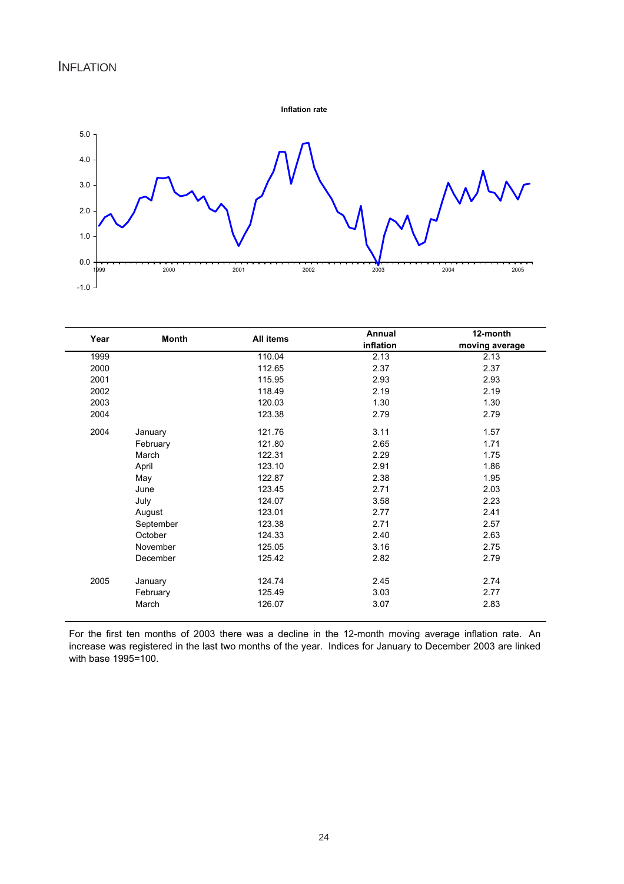# INFLATION

**Inflation rate**

| Year | Month | All items | Annual inflation | 12-month moving average |
|---|---|---|---|---|
| 1999 | | 110.04 | 2.13 | 2.13 |
| 2000 | | 112.65 | 2.37 | 2.37 |
| 2001 | | 115.95 | 2.93 | 2.93 |
| 2002 | | 118.49 | 2.19 | 2.19 |
| 2003 | | 120.03 | 1.30 | 1.30 |
| 2004 | | 123.38 | 2.79 | 2.79 |
| 2004 | January | 121.76 | 3.11 | 1.57 |
| | February | 121.80 | 2.65 | 1.71 |
| | March | 122.31 | 2.29 | 1.75 |
| | April | 123.10 | 2.91 | 1.86 |
| | May | 122.87 | 2.38 | 1.95 |
| | June | 123.45 | 2.71 | 2.03 |
| | July | 124.07 | 3.58 | 2.23 |
| | August | 123.01 | 2.77 | 2.41 |
| | September | 123.38 | 2.71 | 2.57 |
| | October | 124.33 | 2.40 | 2.63 |
| | November | 125.05 | 3.16 | 2.75 |
| | December | 125.42 | 2.82 | 2.79 |
| 2005 | January | 124.74 | 2.45 | 2.74 |
| | February | 125.49 | 3.03 | 2.77 |
| | March | 126.07 | 3.07 | 2.83 |

For the first ten months of 2003 there was a decline in the 12-month moving average inflation rate. An increase was registered in the last two months of the year. Indices for January to December 2003 are linked with base 1995=100.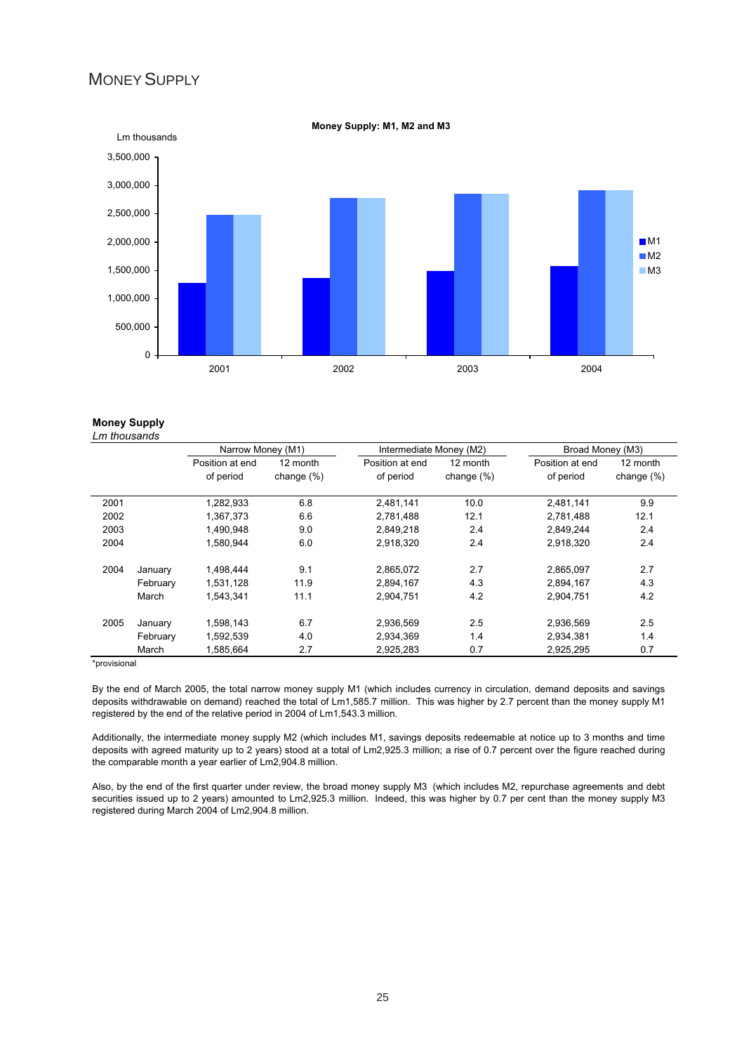# MONEY SUPPLY

**Money Supply: M1, M2 and M3**

**Money Supply**
*Lm thousands*

| | | Narrow Money (M1) | | Intermediate Money (M2) | | Broad Money (M3) | |
|---|---|---|---|---|---|---|---|
| | | Position at end of period | 12 month change (%) | Position at end of period | 12 month change (%) | Position at end of period | 12 month change (%) |
| 2001 | | 1,282,933 | 6.8 | 2,481,141 | 10.0 | 2,481,141 | 9.9 |
| 2002 | | 1,367,373 | 6.6 | 2,781,488 | 12.1 | 2,781,488 | 12.1 |
| 2003 | | 1,490,948 | 9.0 | 2,849,218 | 2.4 | 2,849,244 | 2.4 |
| 2004 | | 1,580,944 | 6.0 | 2,918,320 | 2.4 | 2,918,320 | 2.4 |
| 2004 | January | 1,498,444 | 9.1 | 2,865,072 | 2.7 | 2,865,097 | 2.7 |
| | February | 1,531,128 | 11.9 | 2,894,167 | 4.3 | 2,894,167 | 4.3 |
| | March | 1,543,341 | 11.1 | 2,904,751 | 4.2 | 2,904,751 | 4.2 |
| 2005 | January | 1,598,143 | 6.7 | 2,936,569 | 2.5 | 2,936,569 | 2.5 |
| | February | 1,592,539 | 4.0 | 2,934,369 | 1.4 | 2,934,381 | 1.4 |
| | March | 1,585,664 | 2.7 | 2,925,283 | 0.7 | 2,925,295 | 0.7 |

*provisional

By the end of March 2005, the total narrow money supply M1 (which includes currency in circulation, demand deposits and savings deposits withdrawable on demand) reached the total of Lm1,585.7 million. This was higher by 2.7 percent than the money supply M1 registered by the end of the relative period in 2004 of Lm1,543.3 million.

Additionally, the intermediate money supply M2 (which includes M1, savings deposits redeemable at notice up to 3 months and time deposits with agreed maturity up to 2 years) stood at a total of Lm2,925.3 million; a rise of 0.7 percent over the figure reached during the comparable month a year earlier of Lm2,904.8 million.

Also, by the end of the first quarter under review, the broad money supply M3 (which includes M2, repurchase agreements and debt securities issued up to 2 years) amounted to Lm2,925.3 million. Indeed, this was higher by 0.7 per cent than the money supply M3 registered during March 2004 of Lm2,904.8 million.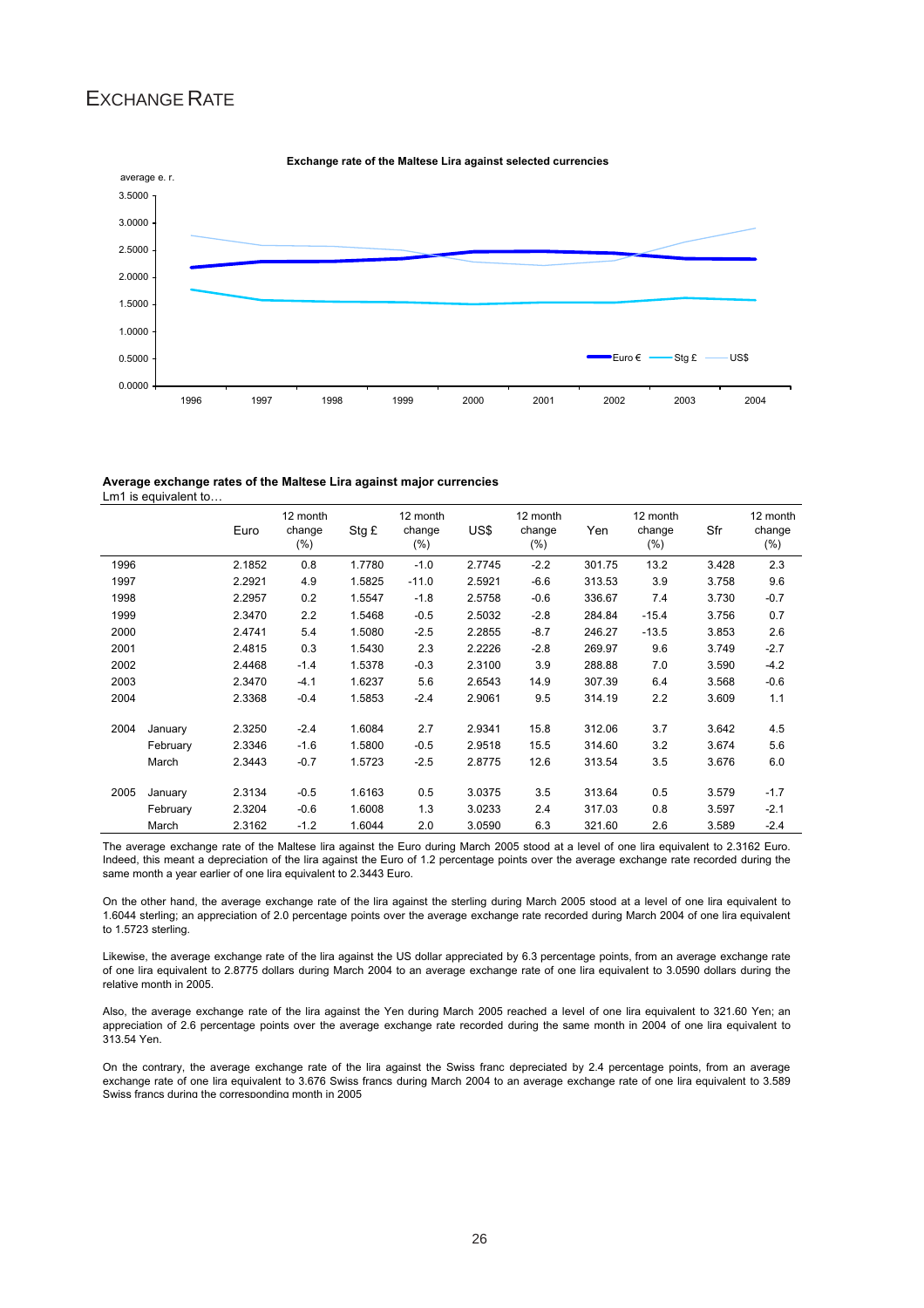# EXCHANGE RATE

**Exchange rate of the Maltese Lira against selected currencies**

**Average exchange rates of the Maltese Lira against major currencies**

Lm1 is equivalent to…

| | | Euro | 12 month change (%) | Stg £ | 12 month change (%) | US$ | 12 month change (%) | Yen | 12 month change (%) | Sfr | 12 month change (%) |
|---|---|---|---|---|---|---|---|---|---|---|---|
| 1996 | | 2.1852 | 0.8 | 1.7780 | -1.0 | 2.7745 | -2.2 | 301.75 | 13.2 | 3.428 | 2.3 |
| 1997 | | 2.2921 | 4.9 | 1.5825 | -11.0 | 2.5921 | -6.6 | 313.53 | 3.9 | 3.758 | 9.6 |
| 1998 | | 2.2957 | 0.2 | 1.5547 | -1.8 | 2.5758 | -0.6 | 336.67 | 7.4 | 3.730 | -0.7 |
| 1999 | | 2.3470 | 2.2 | 1.5468 | -0.5 | 2.5032 | -2.8 | 284.84 | -15.4 | 3.756 | 0.7 |
| 2000 | | 2.4741 | 5.4 | 1.5080 | -2.5 | 2.2855 | -8.7 | 246.27 | -13.5 | 3.853 | 2.6 |
| 2001 | | 2.4815 | 0.3 | 1.5430 | 2.3 | 2.2226 | -2.8 | 269.97 | 9.6 | 3.749 | -2.7 |
| 2002 | | 2.4468 | -1.4 | 1.5378 | -0.3 | 2.3100 | 3.9 | 288.88 | 7.0 | 3.590 | -4.2 |
| 2003 | | 2.3470 | -4.1 | 1.6237 | 5.6 | 2.6543 | 14.9 | 307.39 | 6.4 | 3.568 | -0.6 |
| 2004 | | 2.3368 | -0.4 | 1.5853 | -2.4 | 2.9061 | 9.5 | 314.19 | 2.2 | 3.609 | 1.1 |
| 2004 | January | 2.3250 | -2.4 | 1.6084 | 2.7 | 2.9341 | 15.8 | 312.06 | 3.7 | 3.642 | 4.5 |
| | February | 2.3346 | -1.6 | 1.5800 | -0.5 | 2.9518 | 15.5 | 314.60 | 3.2 | 3.674 | 5.6 |
| | March | 2.3443 | -0.7 | 1.5723 | -2.5 | 2.8775 | 12.6 | 313.54 | 3.5 | 3.676 | 6.0 |
| 2005 | January | 2.3134 | -0.5 | 1.6163 | 0.5 | 3.0375 | 3.5 | 313.64 | 0.5 | 3.579 | -1.7 |
| | February | 2.3204 | -0.6 | 1.6008 | 1.3 | 3.0233 | 2.4 | 317.03 | 0.8 | 3.597 | -2.1 |
| | March | 2.3162 | -1.2 | 1.6044 | 2.0 | 3.0590 | 6.3 | 321.60 | 2.6 | 3.589 | -2.4 |

The average exchange rate of the Maltese lira against the Euro during March 2005 stood at a level of one lira equivalent to 2.3162 Euro. Indeed, this meant a depreciation of the lira against the Euro of 1.2 percentage points over the average exchange rate recorded during the same month a year earlier of one lira equivalent to 2.3443 Euro.

On the other hand, the average exchange rate of the lira against the sterling during March 2005 stood at a level of one lira equivalent to 1.6044 sterling; an appreciation of 2.0 percentage points over the average exchange rate recorded during March 2004 of one lira equivalent to 1.5723 sterling.

Likewise, the average exchange rate of the lira against the US dollar appreciated by 6.3 percentage points, from an average exchange rate of one lira equivalent to 2.8775 dollars during March 2004 to an average exchange rate of one lira equivalent to 3.0590 dollars during the relative month in 2005.

Also, the average exchange rate of the lira against the Yen during March 2005 reached a level of one lira equivalent to 321.60 Yen; an appreciation of 2.6 percentage points over the average exchange rate recorded during the same month in 2004 of one lira equivalent to 313.54 Yen.

On the contrary, the average exchange rate of the lira against the Swiss franc depreciated by 2.4 percentage points, from an average exchange rate of one lira equivalent to 3.676 Swiss francs during March 2004 to an average exchange rate of one lira equivalent to 3.589 Swiss francs during the corresponding month in 2005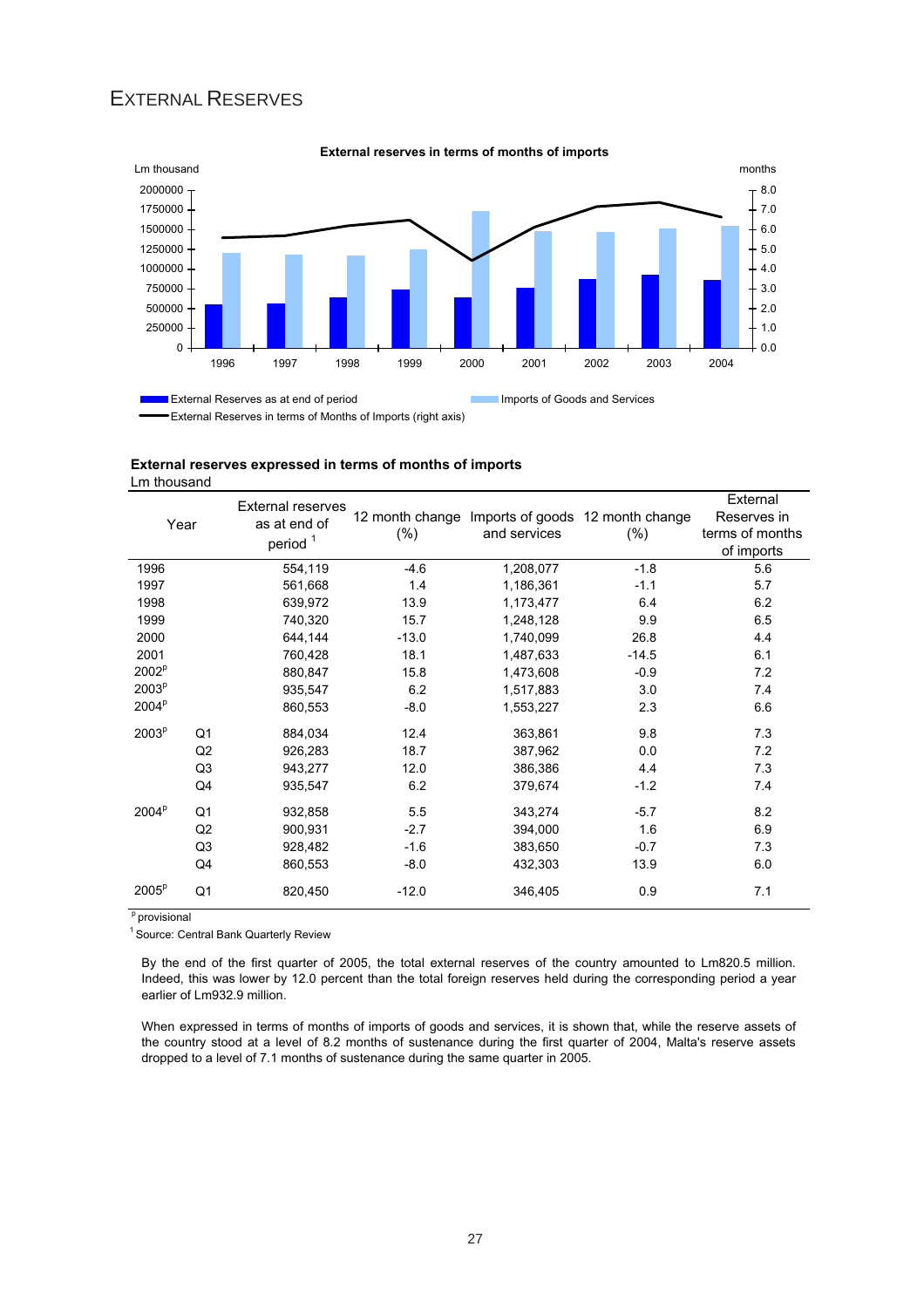## EXTERNAL RESERVES

**External reserves in terms of months of imports**

Lm thousand | months

| | 1996 | 1997 | 1998 | 1999 | 2000 | 2001 | 2002 | 2003 | 2004 |
|---|---|---|---|---|---|---|---|---|---|

External Reserves as at end of period — Imports of Goods and Services — External Reserves in terms of Months of Imports (right axis)

**External reserves expressed in terms of months of imports**

Lm thousand

| Year | | External reserves as at end of period [1] | 12 month change (%) | Imports of goods and services | 12 month change (%) | External Reserves in terms of months of imports |
|---|---|---|---|---|---|---|
| 1996 | | 554,119 | -4.6 | 1,208,077 | -1.8 | 5.6 |
| 1997 | | 561,668 | 1.4 | 1,186,361 | -1.1 | 5.7 |
| 1998 | | 639,972 | 13.9 | 1,173,477 | 6.4 | 6.2 |
| 1999 | | 740,320 | 15.7 | 1,248,128 | 9.9 | 6.5 |
| 2000 | | 644,144 | -13.0 | 1,740,099 | 26.8 | 4.4 |
| 2001 | | 760,428 | 18.1 | 1,487,633 | -14.5 | 6.1 |
| 2002[p] | | 880,847 | 15.8 | 1,473,608 | -0.9 | 7.2 |
| 2003[p] | | 935,547 | 6.2 | 1,517,883 | 3.0 | 7.4 |
| 2004[p] | | 860,553 | -8.0 | 1,553,227 | 2.3 | 6.6 |
| 2003[p] | Q1 | 884,034 | 12.4 | 363,861 | 9.8 | 7.3 |
| | Q2 | 926,283 | 18.7 | 387,962 | 0.0 | 7.2 |
| | Q3 | 943,277 | 12.0 | 386,386 | 4.4 | 7.3 |
| | Q4 | 935,547 | 6.2 | 379,674 | -1.2 | 7.4 |
| 2004[p] | Q1 | 932,858 | 5.5 | 343,274 | -5.7 | 8.2 |
| | Q2 | 900,931 | -2.7 | 394,000 | 1.6 | 6.9 |
| | Q3 | 928,482 | -1.6 | 383,650 | -0.7 | 7.3 |
| | Q4 | 860,553 | -8.0 | 432,303 | 13.9 | 6.0 |
| 2005[p] | Q1 | 820,450 | -12.0 | 346,405 | 0.9 | 7.1 |

[p] provisional

[1] Source: Central Bank Quarterly Review

By the end of the first quarter of 2005, the total external reserves of the country amounted to Lm820.5 million. Indeed, this was lower by 12.0 percent than the total foreign reserves held during the corresponding period a year earlier of Lm932.9 million.

When expressed in terms of months of imports of goods and services, it is shown that, while the reserve assets of the country stood at a level of 8.2 months of sustenance during the first quarter of 2004, Malta's reserve assets dropped to a level of 7.1 months of sustenance during the same quarter in 2005.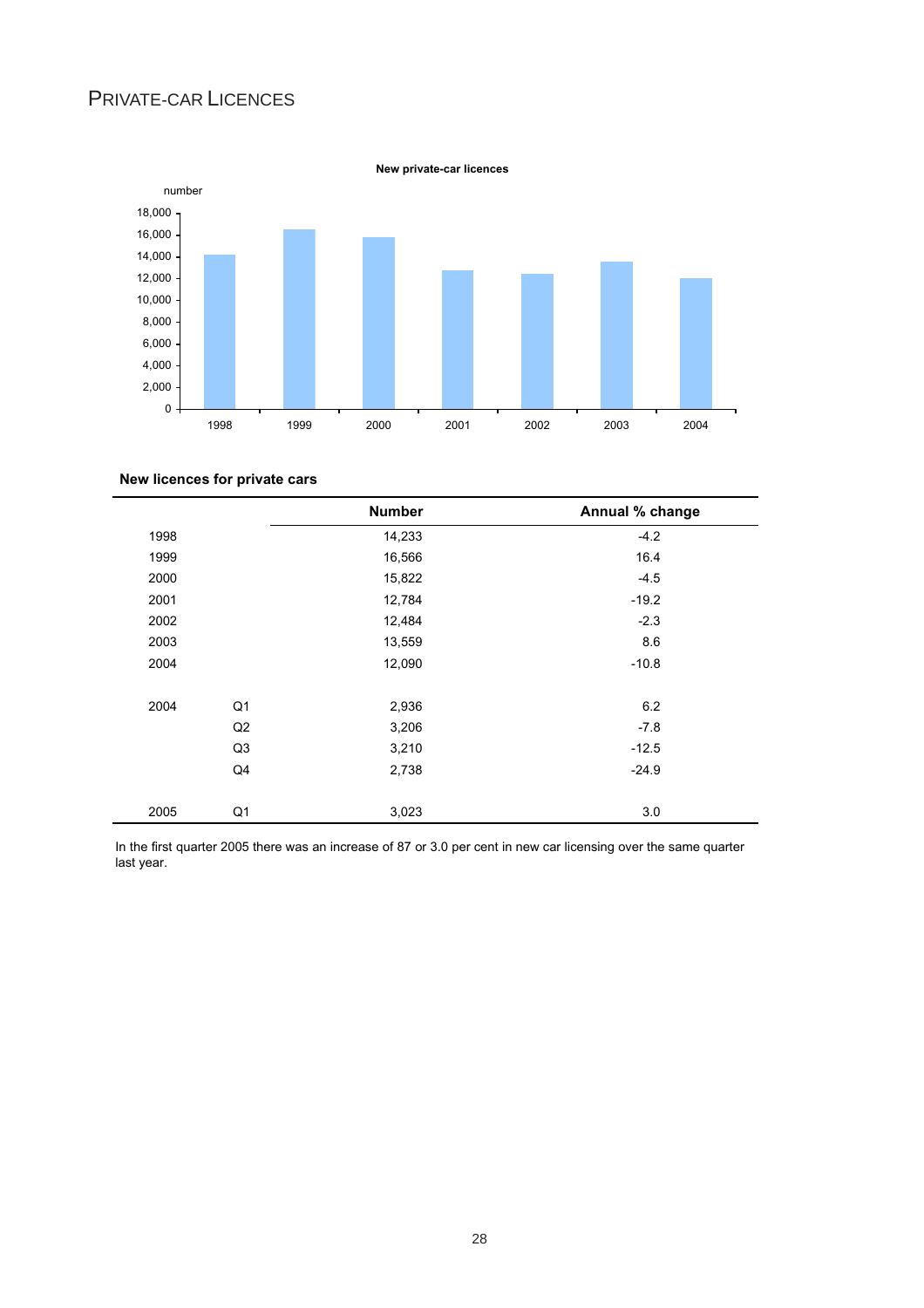# Private-car Licences

New private-car licences

number

18,000
16,000
14,000
12,000
10,000
8,000
6,000
4,000
2,000
0

1998 1999 2000 2001 2002 2003 2004

**New licences for private cars**

| | | Number | Annual % change |
|---|---|---|---|
| 1998 | | 14,233 | -4.2 |
| 1999 | | 16,566 | 16.4 |
| 2000 | | 15,822 | -4.5 |
| 2001 | | 12,784 | -19.2 |
| 2002 | | 12,484 | -2.3 |
| 2003 | | 13,559 | 8.6 |
| 2004 | | 12,090 | -10.8 |
| 2004 | Q1 | 2,936 | 6.2 |
| | Q2 | 3,206 | -7.8 |
| | Q3 | 3,210 | -12.5 |
| | Q4 | 2,738 | -24.9 |
| 2005 | Q1 | 3,023 | 3.0 |

In the first quarter 2005 there was an increase of 87 or 3.0 per cent in new car licensing over the same quarter last year.